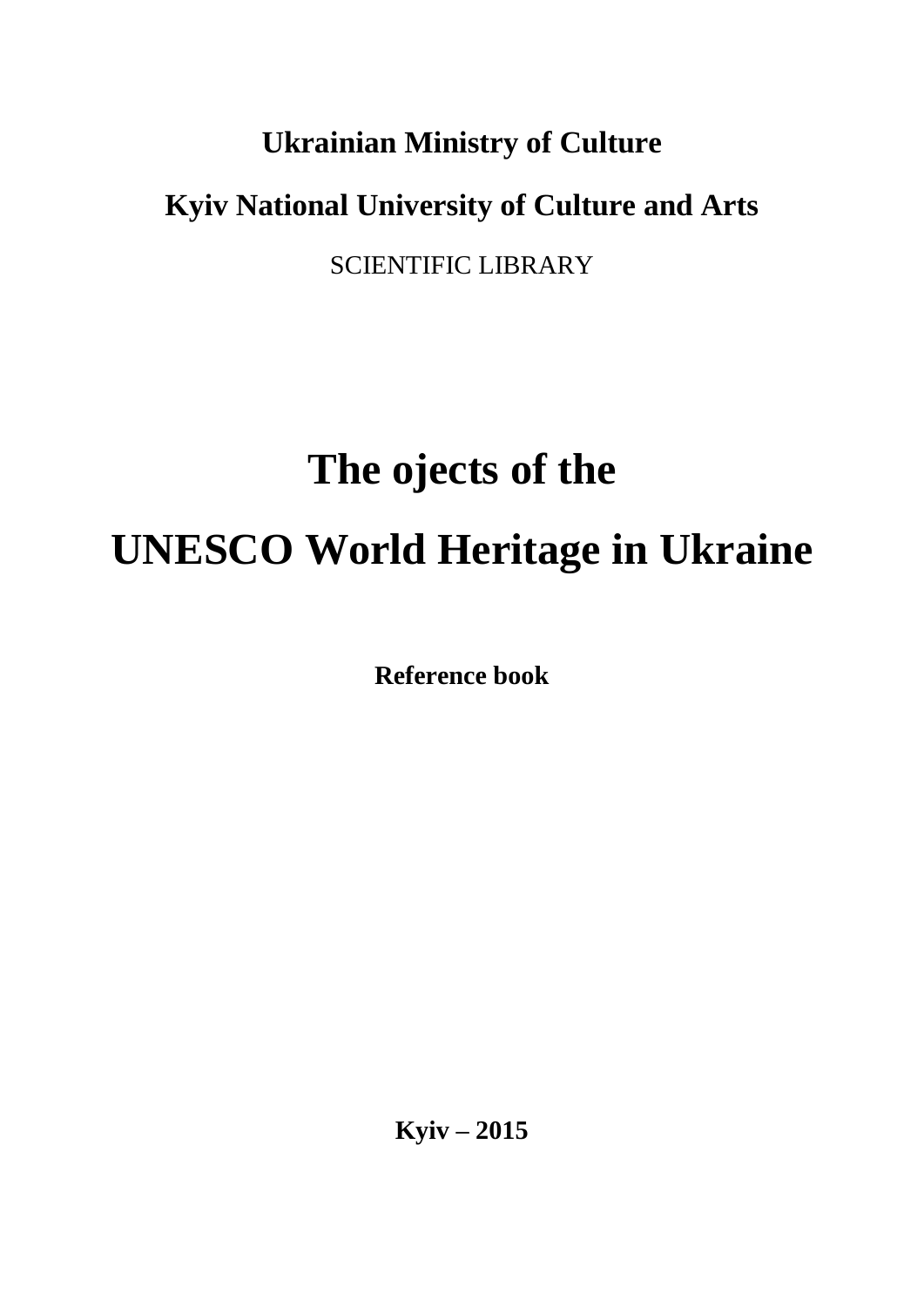**Ukrainian Ministry of Culture**

**Kyiv National University of Culture and Arts**

SCIENTIFIC LIBRARY

# The ojects of the UNESCO World Heritage in Ukraine

**Reference book**

**Kyiv – 2015**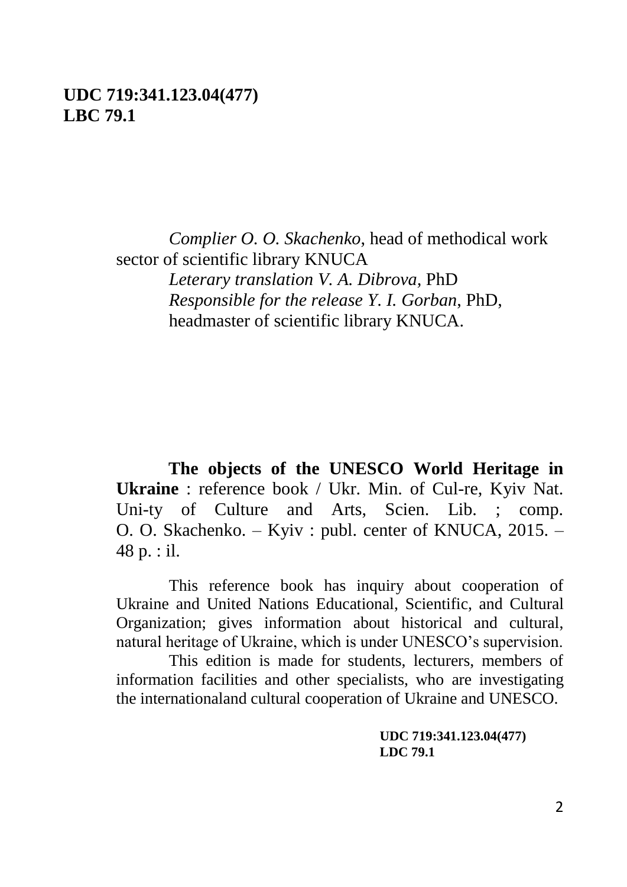**UDC 719:341.123.04(477)**
**LBC 79.1**

*Complier O. O. Skachenko*, head of methodical work sector of scientific library KNUCA
*Leterary translation V. A. Dibrova*, PhD
*Responsible for the release Y. I. Gorban*, PhD, headmaster of scientific library KNUCA.

**The objects of the UNESCO World Heritage in Ukraine** : reference book / Ukr. Min. of Cul-re, Kyiv Nat. Uni-ty of Culture and Arts, Scien. Lib. ; comp. O. O. Skachenko. – Kyiv : publ. center of KNUCA, 2015. – 48 p. : il.

This reference book has inquiry about cooperation of Ukraine and United Nations Educational, Scientific, and Cultural Organization; gives information about historical and cultural, natural heritage of Ukraine, which is under UNESCO's supervision.

This edition is made for students, lecturers, members of information facilities and other specialists, who are investigating the internationaland cultural cooperation of Ukraine and UNESCO.

**UDC 719:341.123.04(477)**
**LDC 79.1**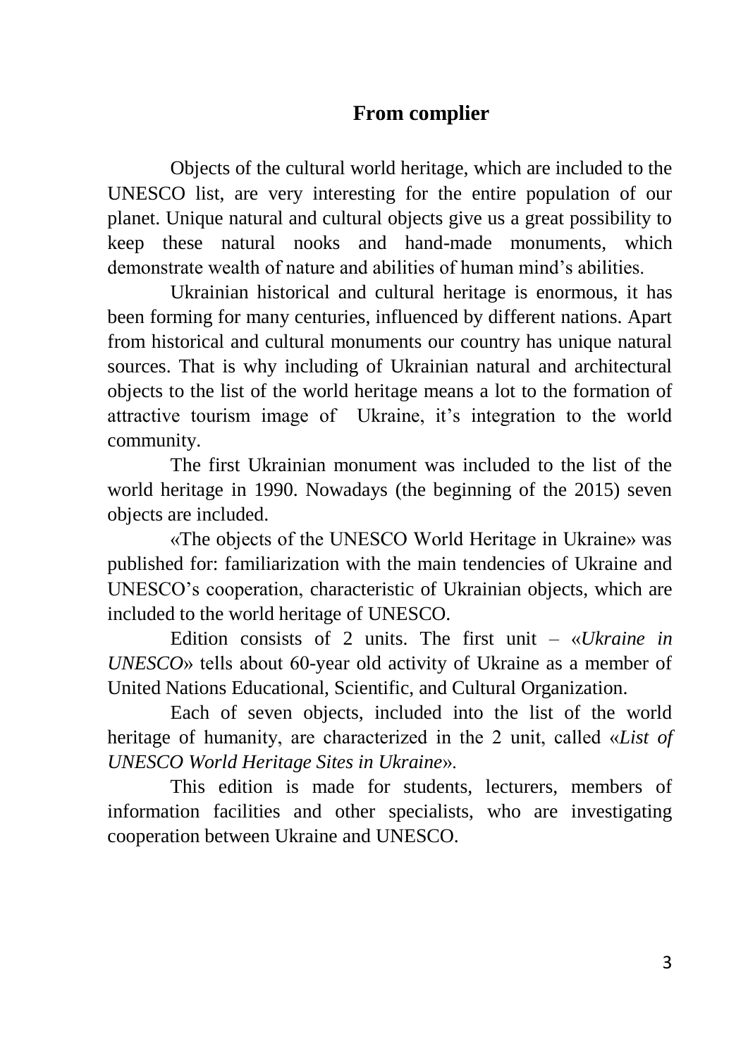# From complier

Objects of the cultural world heritage, which are included to the UNESCO list, are very interesting for the entire population of our planet. Unique natural and cultural objects give us a great possibility to keep these natural nooks and hand-made monuments, which demonstrate wealth of nature and abilities of human mind's abilities.

Ukrainian historical and cultural heritage is enormous, it has been forming for many centuries, influenced by different nations. Apart from historical and cultural monuments our country has unique natural sources. That is why including of Ukrainian natural and architectural objects to the list of the world heritage means a lot to the formation of attractive tourism image of Ukraine, it's integration to the world community.

The first Ukrainian monument was included to the list of the world heritage in 1990. Nowadays (the beginning of the 2015) seven objects are included.

«The objects of the UNESCO World Heritage in Ukraine» was published for: familiarization with the main tendencies of Ukraine and UNESCO's cooperation, characteristic of Ukrainian objects, which are included to the world heritage of UNESCO.

Edition consists of 2 units. The first unit – «*Ukraine in UNESCO*» tells about 60-year old activity of Ukraine as a member of United Nations Educational, Scientific, and Cultural Organization.

Each of seven objects, included into the list of the world heritage of humanity, are characterized in the 2 unit, called «*List of UNESCO World Heritage Sites in Ukraine*».

This edition is made for students, lecturers, members of information facilities and other specialists, who are investigating cooperation between Ukraine and UNESCO.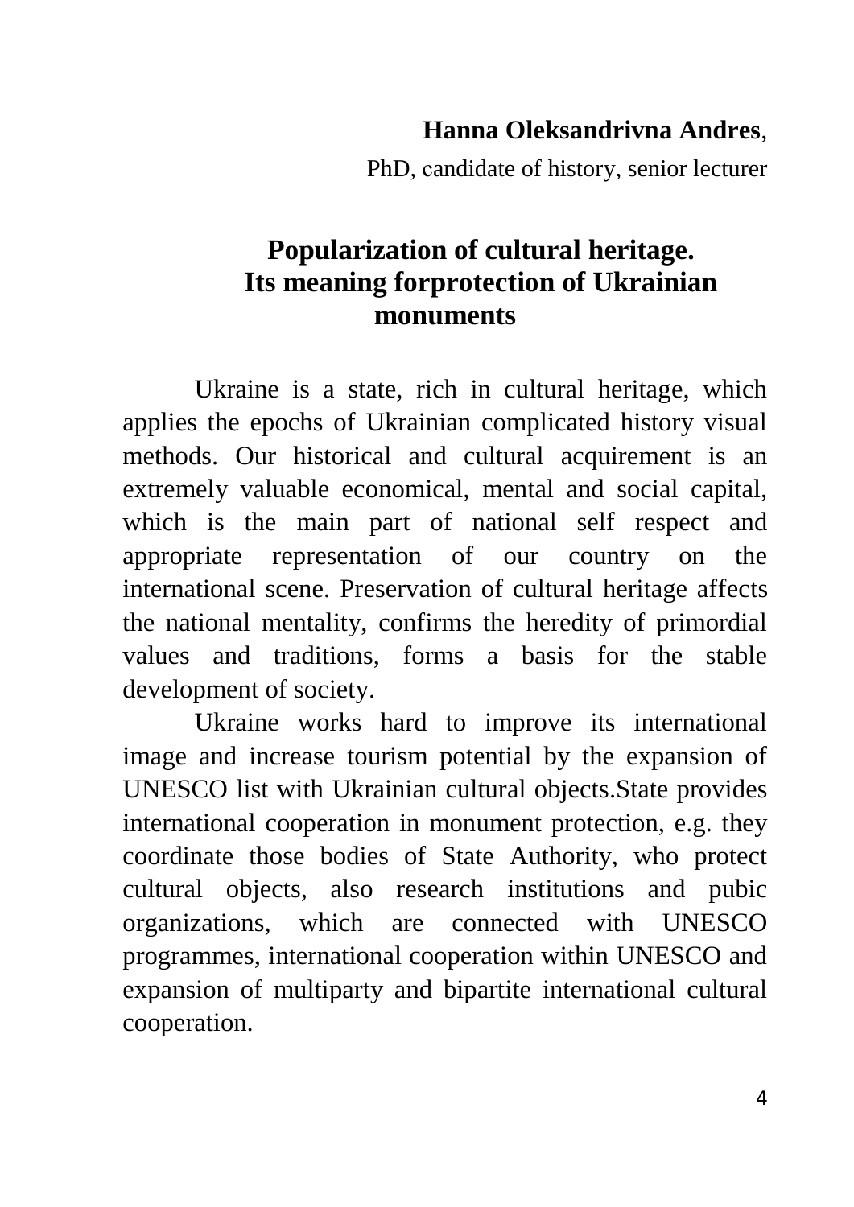**Hanna Oleksandrivna Andres**,

PhD, candidate of history, senior lecturer

# Popularization of cultural heritage. Its meaning forprotection of Ukrainian monuments

Ukraine is a state, rich in cultural heritage, which applies the epochs of Ukrainian complicated history visual methods. Our historical and cultural acquirement is an extremely valuable economical, mental and social capital, which is the main part of national self respect and appropriate representation of our country on the international scene. Preservation of cultural heritage affects the national mentality, confirms the heredity of primordial values and traditions, forms a basis for the stable development of society.

Ukraine works hard to improve its international image and increase tourism potential by the expansion of UNESCO list with Ukrainian cultural objects.State provides international cooperation in monument protection, e.g. they coordinate those bodies of State Authority, who protect cultural objects, also research institutions and pubic organizations, which are connected with UNESCO programmes, international cooperation within UNESCO and expansion of multiparty and bipartite international cultural cooperation.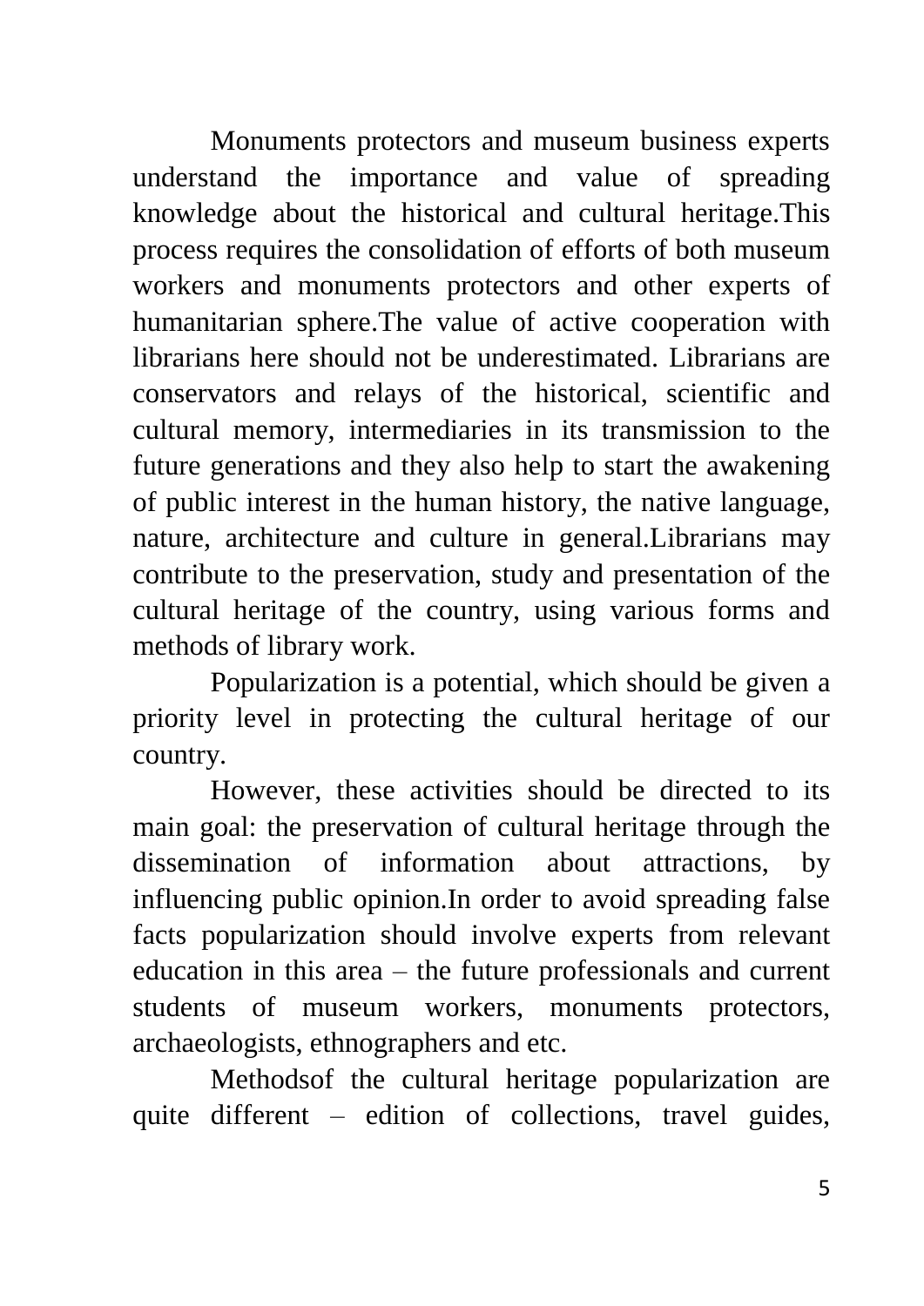Monuments protectors and museum business experts understand the importance and value of spreading knowledge about the historical and cultural heritage.This process requires the consolidation of efforts of both museum workers and monuments protectors and other experts of humanitarian sphere.The value of active cooperation with librarians here should not be underestimated. Librarians are conservators and relays of the historical, scientific and cultural memory, intermediaries in its transmission to the future generations and they also help to start the awakening of public interest in the human history, the native language, nature, architecture and culture in general.Librarians may contribute to the preservation, study and presentation of the cultural heritage of the country, using various forms and methods of library work.

Popularization is a potential, which should be given a priority level in protecting the cultural heritage of our country.

However, these activities should be directed to its main goal: the preservation of cultural heritage through the dissemination of information about attractions, by influencing public opinion.In order to avoid spreading false facts popularization should involve experts from relevant education in this area – the future professionals and current students of museum workers, monuments protectors, archaeologists, ethnographers and etc.

Methodsof the cultural heritage popularization are quite different – edition of collections, travel guides,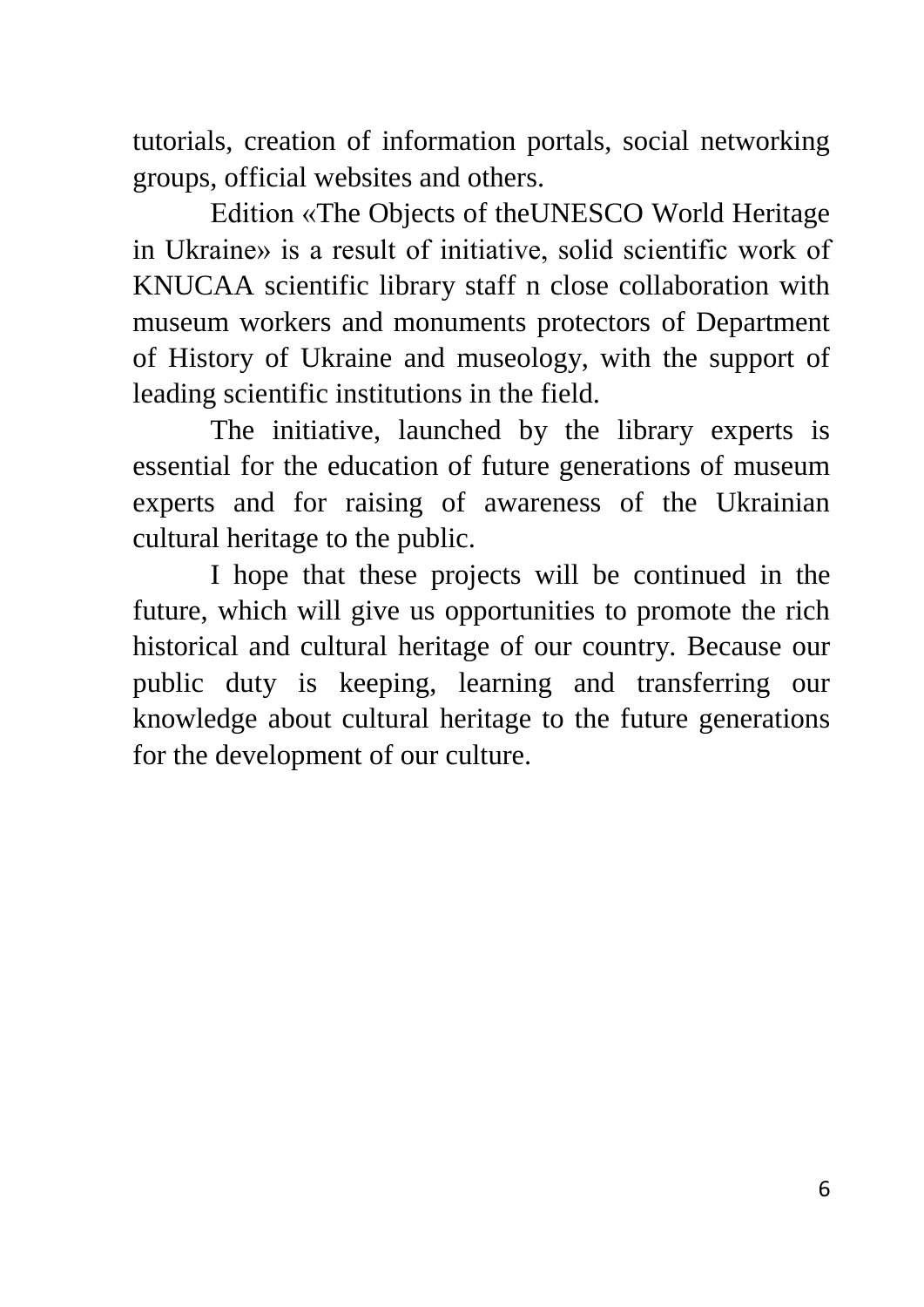tutorials, creation of information portals, social networking groups, official websites and others.

Edition «The Objects of theUNESCO World Heritage in Ukraine» is a result of initiative, solid scientific work of KNUCAA scientific library staff n close collaboration with museum workers and monuments protectors of Department of History of Ukraine and museology, with the support of leading scientific institutions in the field.

The initiative, launched by the library experts is essential for the education of future generations of museum experts and for raising of awareness of the Ukrainian cultural heritage to the public.

I hope that these projects will be continued in the future, which will give us opportunities to promote the rich historical and cultural heritage of our country. Because our public duty is keeping, learning and transferring our knowledge about cultural heritage to the future generations for the development of our culture.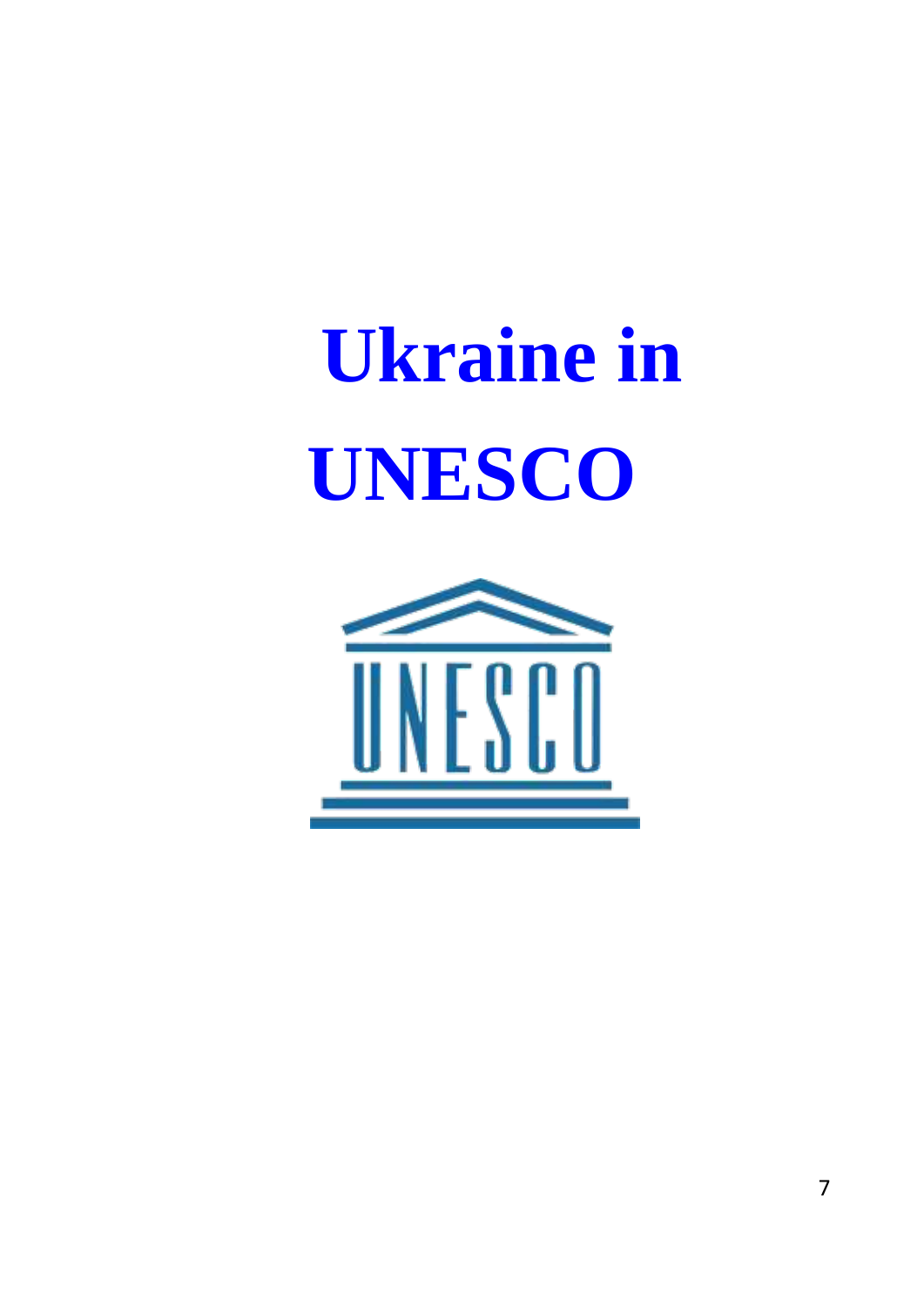# Ukraine in UNESCO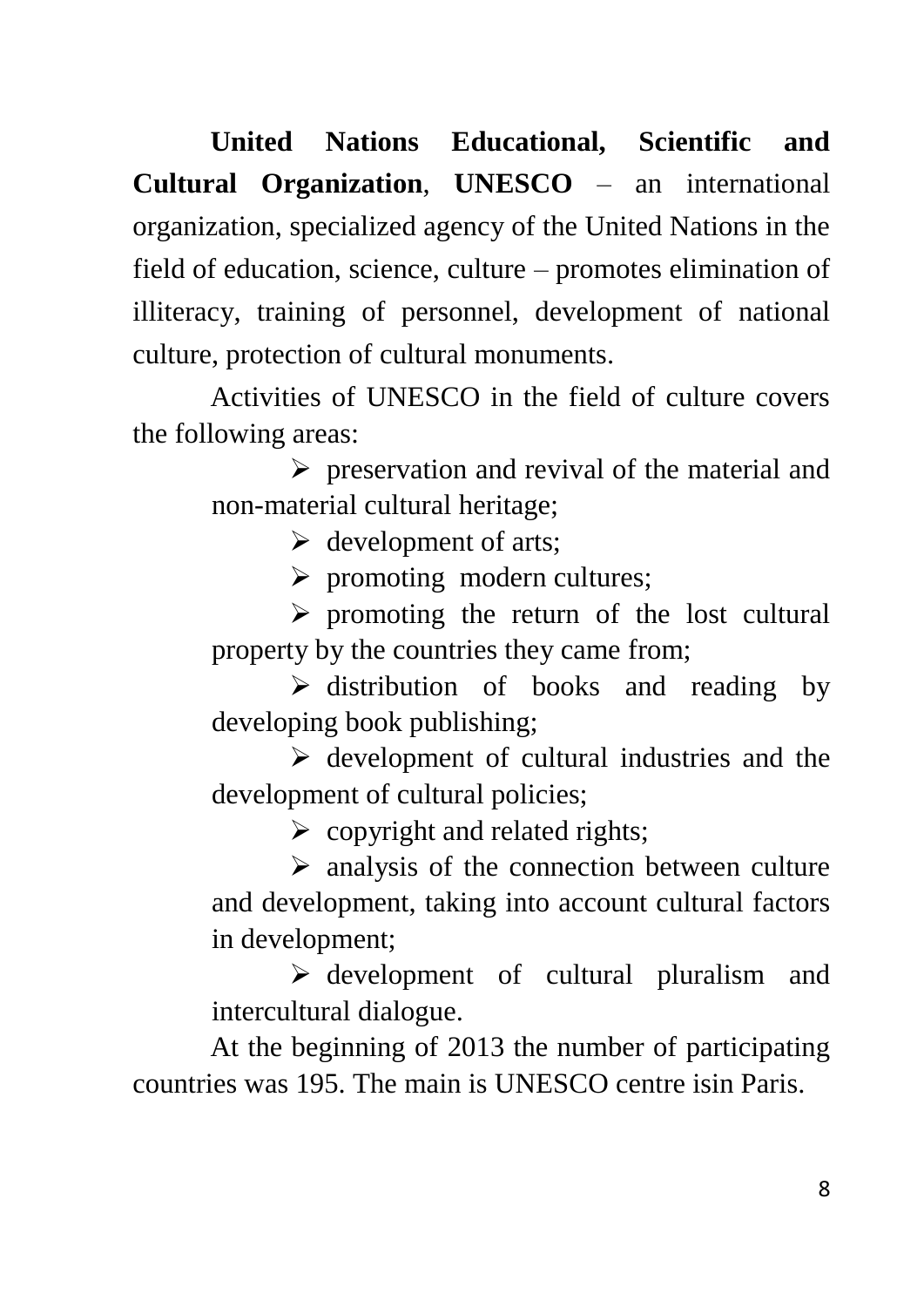**United Nations Educational, Scientific and Cultural Organization**, **UNESCO** – an international organization, specialized agency of the United Nations in the field of education, science, culture – promotes elimination of illiteracy, training of personnel, development of national culture, protection of cultural monuments.

Activities of UNESCO in the field of culture covers the following areas:

- preservation and revival of the material and non-material cultural heritage;
- development of arts;
- promoting modern cultures;
- promoting the return of the lost cultural property by the countries they came from;
- distribution of books and reading by developing book publishing;
- development of cultural industries and the development of cultural policies;
- copyright and related rights;
- analysis of the connection between culture and development, taking into account cultural factors in development;
- development of cultural pluralism and intercultural dialogue.

At the beginning of 2013 the number of participating countries was 195. The main is UNESCO centre isin Paris.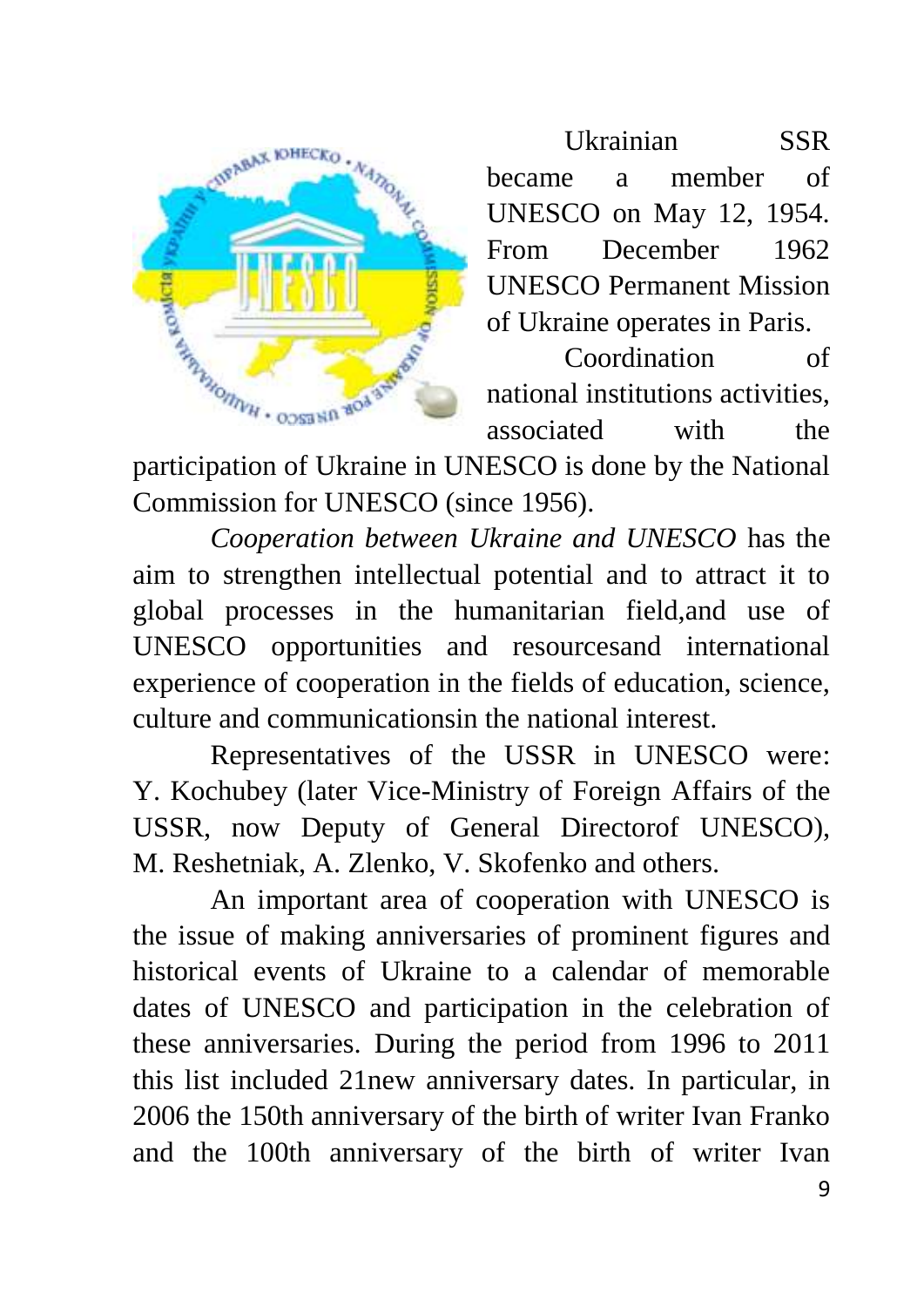Ukrainian SSR became a member of UNESCO on May 12, 1954. From December 1962 UNESCO Permanent Mission of Ukraine operates in Paris.

Coordination of national institutions activities, associated with the participation of Ukraine in UNESCO is done by the National Commission for UNESCO (since 1956).

*Cooperation between Ukraine and UNESCO* has the aim to strengthen intellectual potential and to attract it to global processes in the humanitarian field,and use of UNESCO opportunities and resourcesand international experience of cooperation in the fields of education, science, culture and communicationsin the national interest.

Representatives of the USSR in UNESCO were: Y. Kochubey (later Vice-Ministry of Foreign Affairs of the USSR, now Deputy of General Directorof UNESCO), M. Reshetniak, A. Zlenko, V. Skofenko and others.

An important area of cooperation with UNESCO is the issue of making anniversaries of prominent figures and historical events of Ukraine to a calendar of memorable dates of UNESCO and participation in the celebration of these anniversaries. During the period from 1996 to 2011 this list included 21new anniversary dates. In particular, in 2006 the 150th anniversary of the birth of writer Ivan Franko and the 100th anniversary of the birth of writer Ivan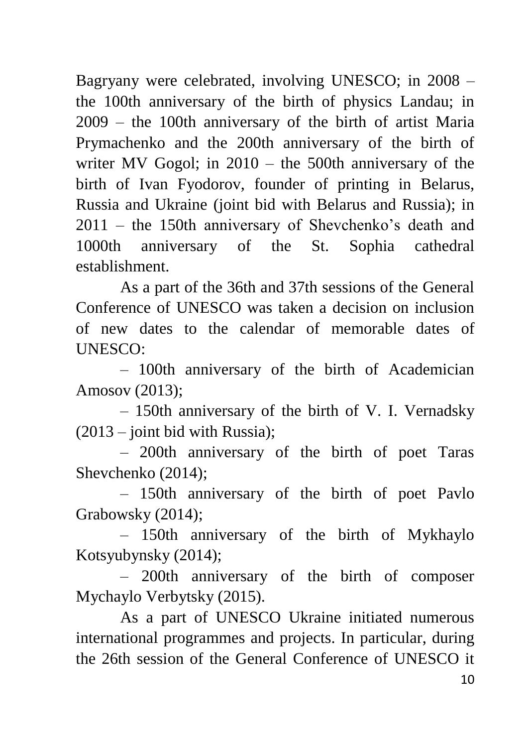Bagryany were celebrated, involving UNESCO; in 2008 – the 100th anniversary of the birth of physics Landau; in 2009 – the 100th anniversary of the birth of artist Maria Prymachenko and the 200th anniversary of the birth of writer MV Gogol; in 2010 – the 500th anniversary of the birth of Ivan Fyodorov, founder of printing in Belarus, Russia and Ukraine (joint bid with Belarus and Russia); in 2011 – the 150th anniversary of Shevchenko's death and 1000th anniversary of the St. Sophia cathedral establishment.

As a part of the 36th and 37th sessions of the General Conference of UNESCO was taken a decision on inclusion of new dates to the calendar of memorable dates of UNESCO:

– 100th anniversary of the birth of Academician Amosov (2013);

– 150th anniversary of the birth of V. I. Vernadsky (2013 – joint bid with Russia);

– 200th anniversary of the birth of poet Taras Shevchenko (2014);

– 150th anniversary of the birth of poet Pavlo Grabowsky (2014);

– 150th anniversary of the birth of Mykhaylo Kotsyubynsky (2014);

– 200th anniversary of the birth of composer Mychaylo Verbytsky (2015).

As a part of UNESCO Ukraine initiated numerous international programmes and projects. In particular, during the 26th session of the General Conference of UNESCO it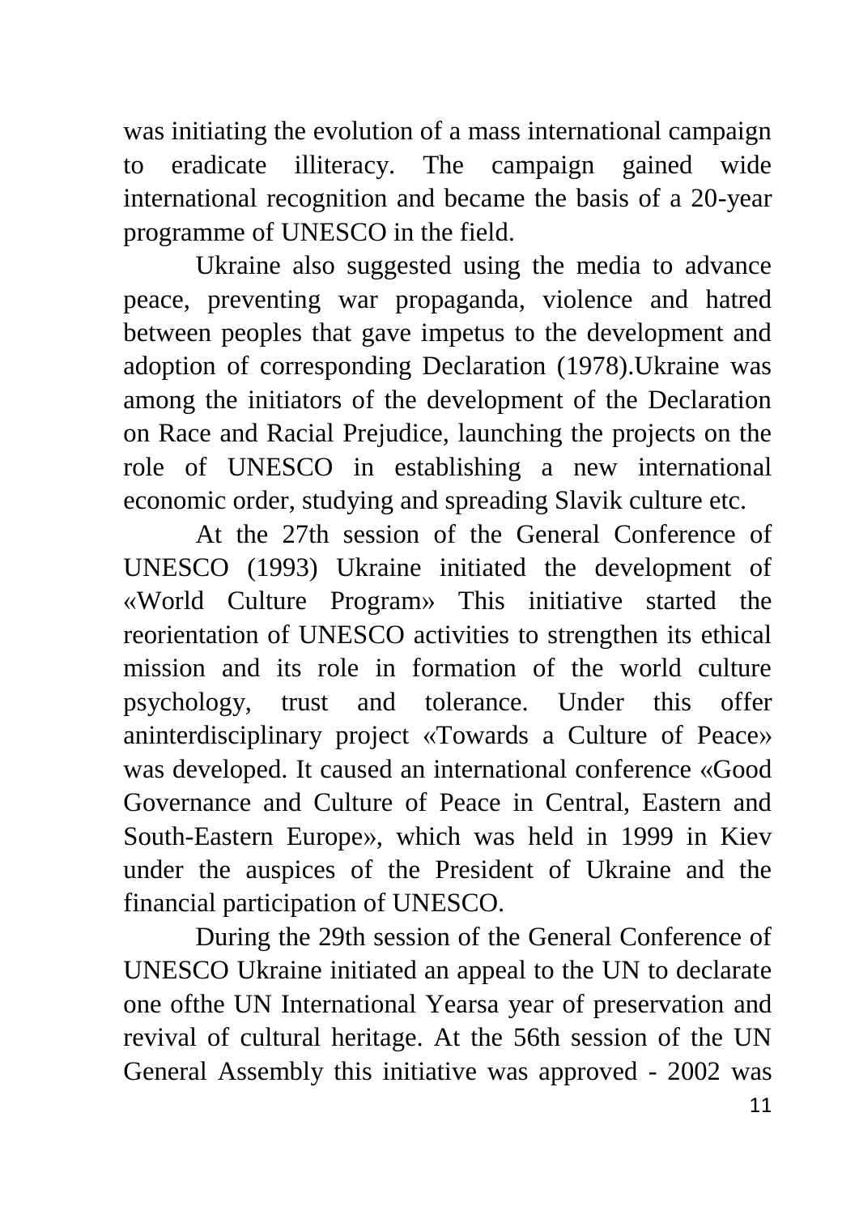was initiating the evolution of a mass international campaign to eradicate illiteracy. The campaign gained wide international recognition and became the basis of a 20-year programme of UNESCO in the field.

Ukraine also suggested using the media to advance peace, preventing war propaganda, violence and hatred between peoples that gave impetus to the development and adoption of corresponding Declaration (1978).Ukraine was among the initiators of the development of the Declaration on Race and Racial Prejudice, launching the projects on the role of UNESCO in establishing a new international economic order, studying and spreading Slavik culture etc.

At the 27th session of the General Conference of UNESCO (1993) Ukraine initiated the development of «World Culture Program» This initiative started the reorientation of UNESCO activities to strengthen its ethical mission and its role in formation of the world culture psychology, trust and tolerance. Under this offer aninterdisciplinary project «Towards a Culture of Peace» was developed. It caused an international conference «Good Governance and Culture of Peace in Central, Eastern and South-Eastern Europe», which was held in 1999 in Kiev under the auspices of the President of Ukraine and the financial participation of UNESCO.

During the 29th session of the General Conference of UNESCO Ukraine initiated an appeal to the UN to declarate one ofthe UN International Yearsa year of preservation and revival of cultural heritage. At the 56th session of the UN General Assembly this initiative was approved - 2002 was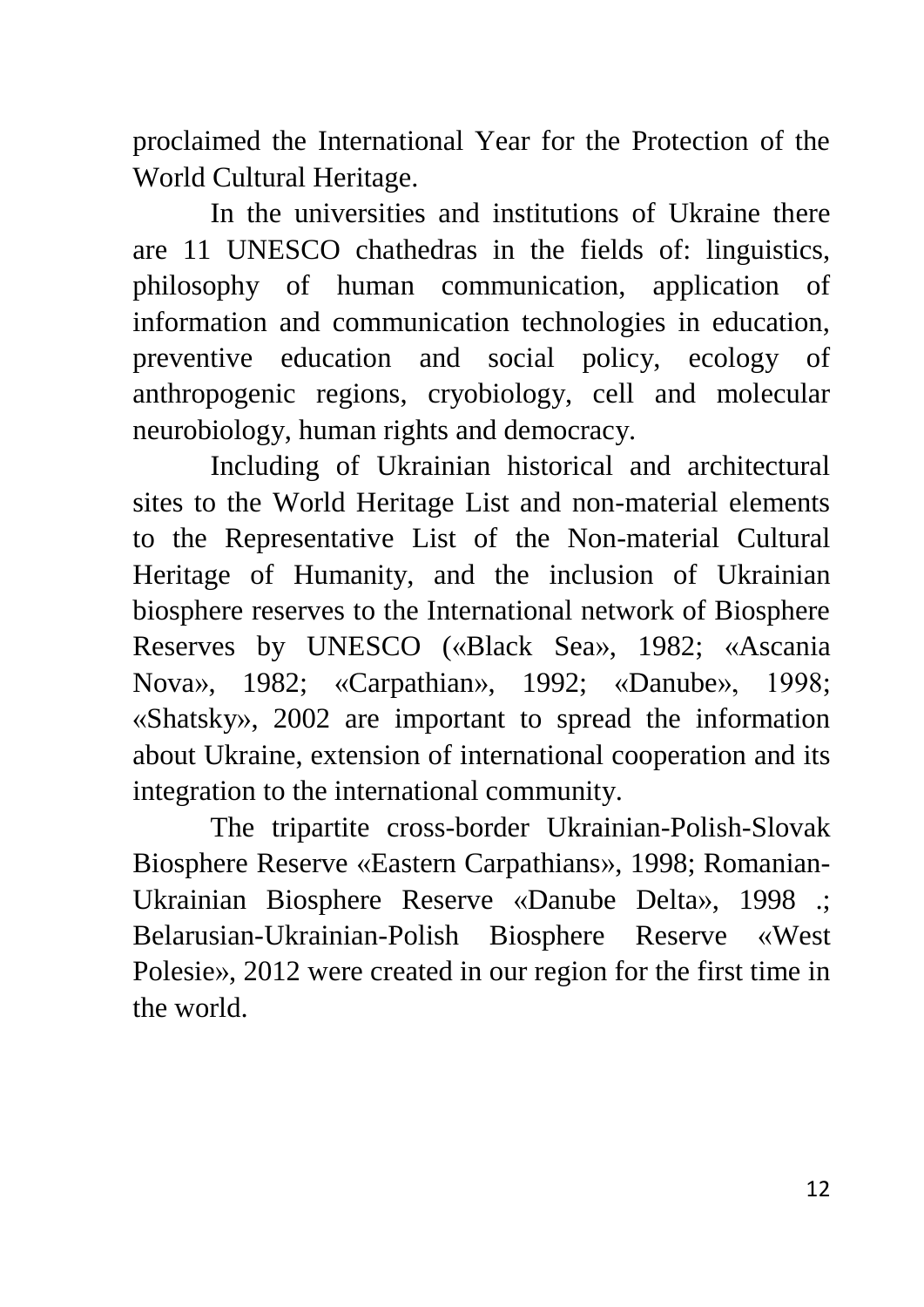proclaimed the International Year for the Protection of the World Cultural Heritage.

In the universities and institutions of Ukraine there are 11 UNESCO chathedras in the fields of: linguistics, philosophy of human communication, application of information and communication technologies in education, preventive education and social policy, ecology of anthropogenic regions, cryobiology, cell and molecular neurobiology, human rights and democracy.

Including of Ukrainian historical and architectural sites to the World Heritage List and non-material elements to the Representative List of the Non-material Cultural Heritage of Humanity, and the inclusion of Ukrainian biosphere reserves to the International network of Biosphere Reserves by UNESCO («Black Sea», 1982; «Ascania Nova», 1982; «Carpathian», 1992; «Danube», 1998; «Shatsky», 2002 are important to spread the information about Ukraine, extension of international cooperation and its integration to the international community.

The tripartite cross-border Ukrainian-Polish-Slovak Biosphere Reserve «Eastern Carpathians», 1998; Romanian-Ukrainian Biosphere Reserve «Danube Delta», 1998 .; Belarusian-Ukrainian-Polish Biosphere Reserve «West Polesie», 2012 were created in our region for the first time in the world.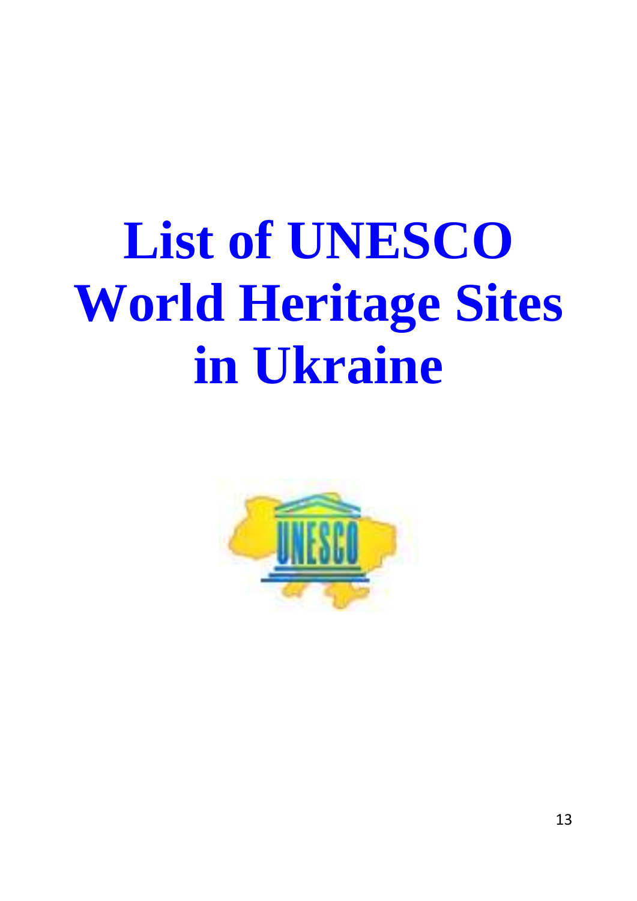# List of UNESCO World Heritage Sites in Ukraine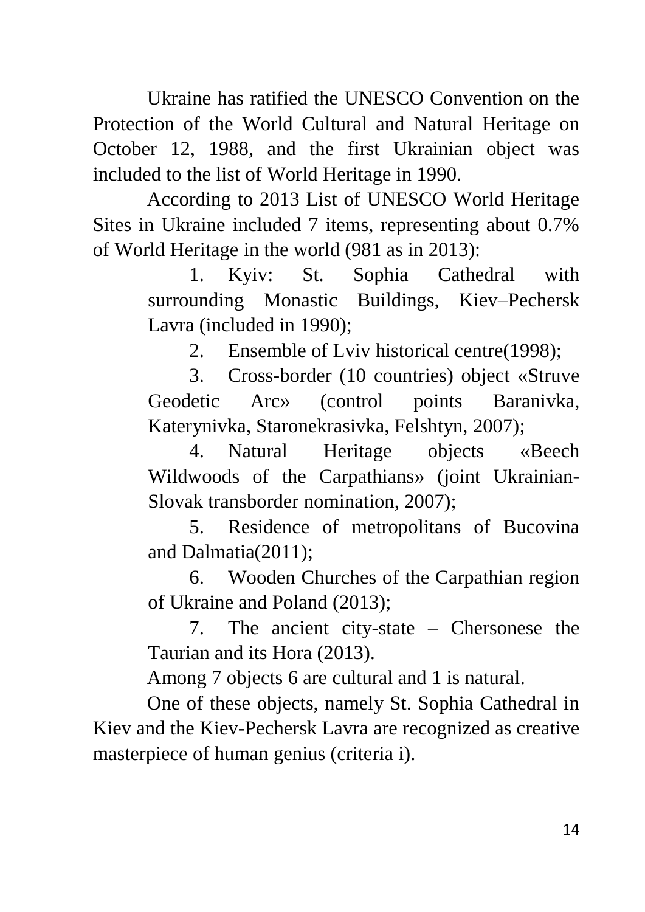Ukraine has ratified the UNESCO Convention on the Protection of the World Cultural and Natural Heritage on October 12, 1988, and the first Ukrainian object was included to the list of World Heritage in 1990.

According to 2013 List of UNESCO World Heritage Sites in Ukraine included 7 items, representing about 0.7% of World Heritage in the world (981 as in 2013):

1. Kyiv: St. Sophia Cathedral with surrounding Monastic Buildings, Kiev–Pechersk Lavra (included in 1990);
2. Ensemble of Lviv historical centre(1998);
3. Cross-border (10 countries) object «Struve Geodetic Arc» (control points Baranivka, Katerynivka, Staronekrasivka, Felshtyn, 2007);
4. Natural Heritage objects «Beech Wildwoods of the Carpathians» (joint Ukrainian-Slovak transborder nomination, 2007);
5. Residence of metropolitans of Bucovina and Dalmatia(2011);
6. Wooden Churches of the Carpathian region of Ukraine and Poland (2013);
7. The ancient city-state – Chersonese the Taurian and its Hora (2013).

Among 7 objects 6 are cultural and 1 is natural.

One of these objects, namely St. Sophia Cathedral in Kiev and the Kiev-Pechersk Lavra are recognized as creative masterpiece of human genius (criteria i).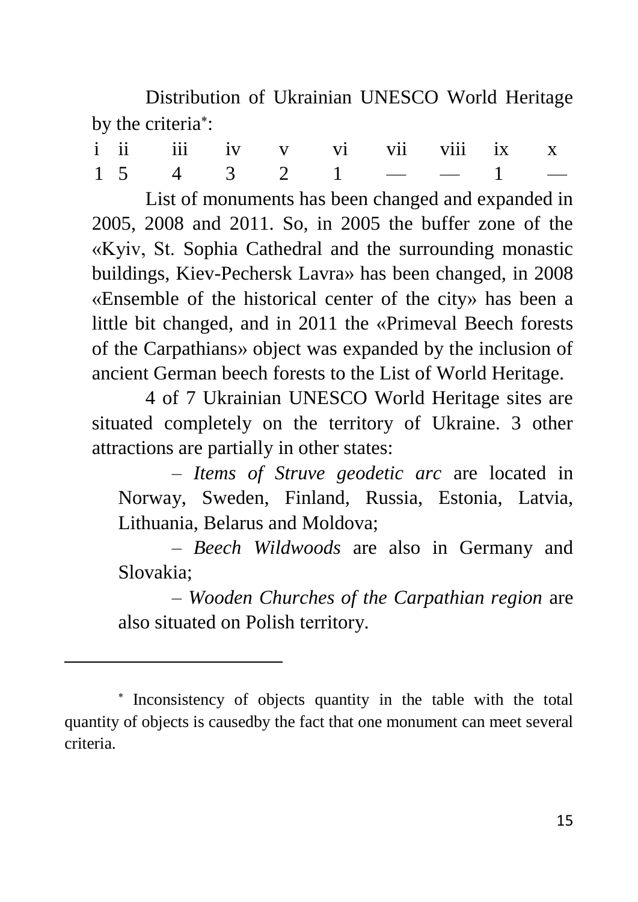Distribution of Ukrainian UNESCO World Heritage by the criteria*:

| i | ii | iii | iv | v | vi | vii | viii | ix | x |
|---|---|---|---|---|---|---|---|---|---|
| 1 | 5 | 4 | 3 | 2 | 1 | — | — | 1 | — |

List of monuments has been changed and expanded in 2005, 2008 and 2011. So, in 2005 the buffer zone of the «Kyiv, St. Sophia Cathedral and the surrounding monastic buildings, Kiev-Pechersk Lavra» has been changed, in 2008 «Ensemble of the historical center of the city» has been a little bit changed, and in 2011 the «Primeval Beech forests of the Carpathians» object was expanded by the inclusion of ancient German beech forests to the List of World Heritage.

4 of 7 Ukrainian UNESCO World Heritage sites are situated completely on the territory of Ukraine. 3 other attractions are partially in other states:

– *Items of Struve geodetic arc* are located in Norway, Sweden, Finland, Russia, Estonia, Latvia, Lithuania, Belarus and Moldova;

– *Beech Wildwoods* are also in Germany and Slovakia;

– *Wooden Churches of the Carpathian region* are also situated on Polish territory.

---

* Inconsistency of objects quantity in the table with the total quantity of objects is causedby the fact that one monument can meet several criteria.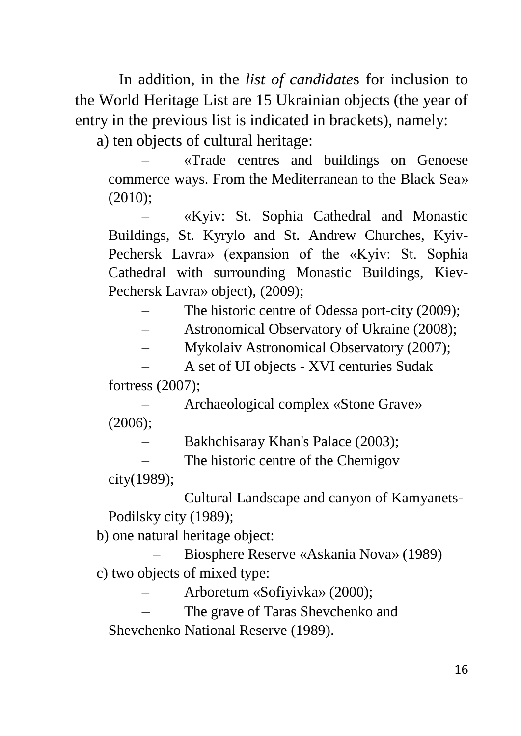In addition, in the *list of candidates* for inclusion to the World Heritage List are 15 Ukrainian objects (the year of entry in the previous list is indicated in brackets), namely:

a) ten objects of cultural heritage:

- «Trade centres and buildings on Genoese commerce ways. From the Mediterranean to the Black Sea» (2010);
- «Kyiv: St. Sophia Cathedral and Monastic Buildings, St. Kyrylo and St. Andrew Churches, Kyiv-Pechersk Lavra» (expansion of the «Kyiv: St. Sophia Cathedral with surrounding Monastic Buildings, Kiev-Pechersk Lavra» object), (2009);
- The historic centre of Odessa port-city (2009);
- Astronomical Observatory of Ukraine (2008);
- Mykolaiv Astronomical Observatory (2007);
- A set of UI objects - XVI centuries Sudak fortress (2007);
- Archaeological complex «Stone Grave» (2006);
- Bakhchisaray Khan's Palace (2003);
- The historic centre of the Chernigov city(1989);
- Cultural Landscape and canyon of Kamyanets-Podilsky city (1989);

b) one natural heritage object:

- Biosphere Reserve «Askania Nova» (1989)

c) two objects of mixed type:

- Arboretum «Sofiyivka» (2000);
- The grave of Taras Shevchenko and Shevchenko National Reserve (1989).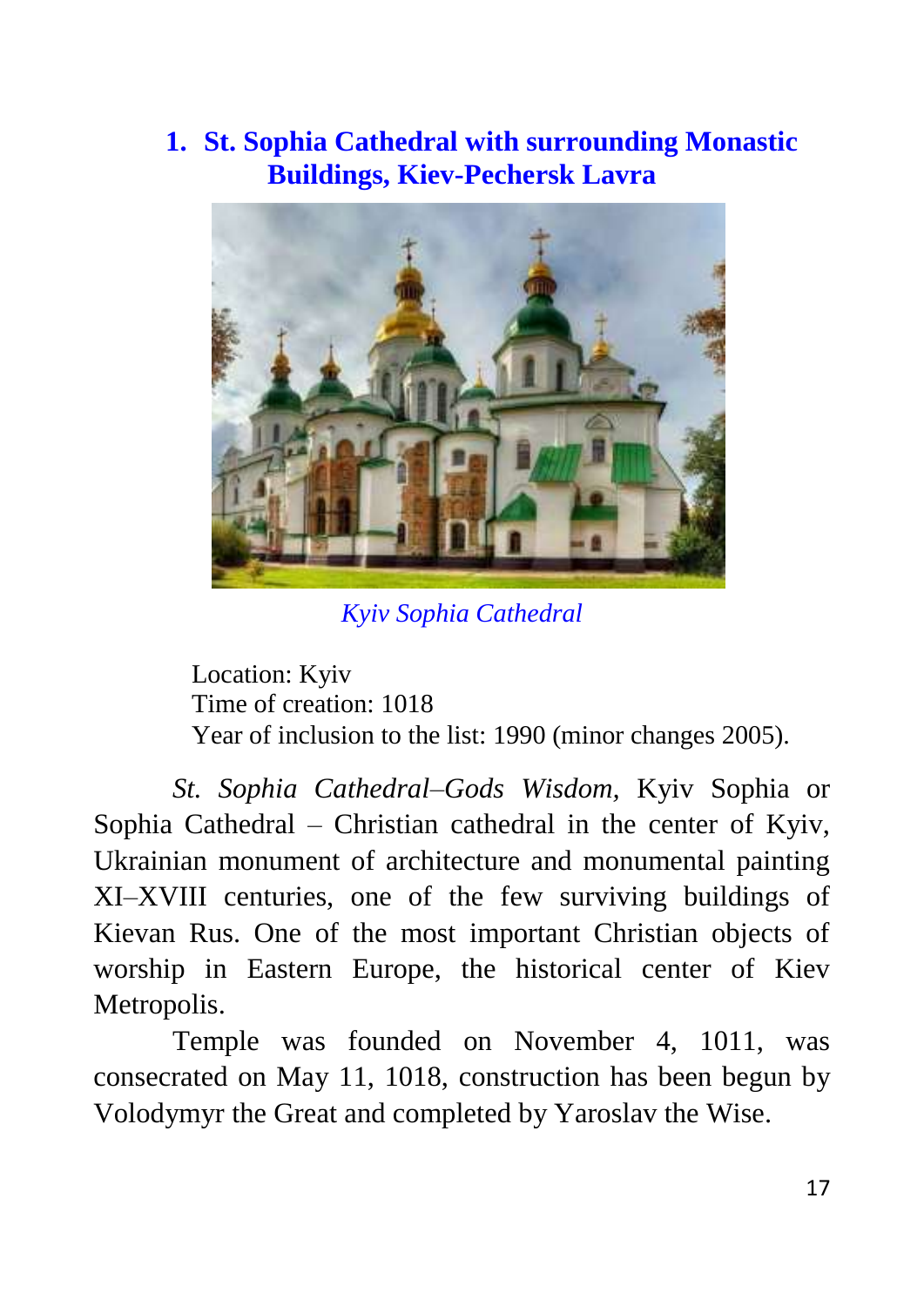## 1. St. Sophia Cathedral with surrounding Monastic Buildings, Kiev-Pechersk Lavra

*Kyiv Sophia Cathedral*

Location: Kyiv
Time of creation: 1018
Year of inclusion to the list: 1990 (minor changes 2005).

*St. Sophia Cathedral–Gods Wisdom,* Kyiv Sophia or Sophia Cathedral – Christian cathedral in the center of Kyiv, Ukrainian monument of architecture and monumental painting XI–XVIII centuries, one of the few surviving buildings of Kievan Rus. One of the most important Christian objects of worship in Eastern Europe, the historical center of Kiev Metropolis.

Temple was founded on November 4, 1011, was consecrated on May 11, 1018, construction has been begun by Volodymyr the Great and completed by Yaroslav the Wise.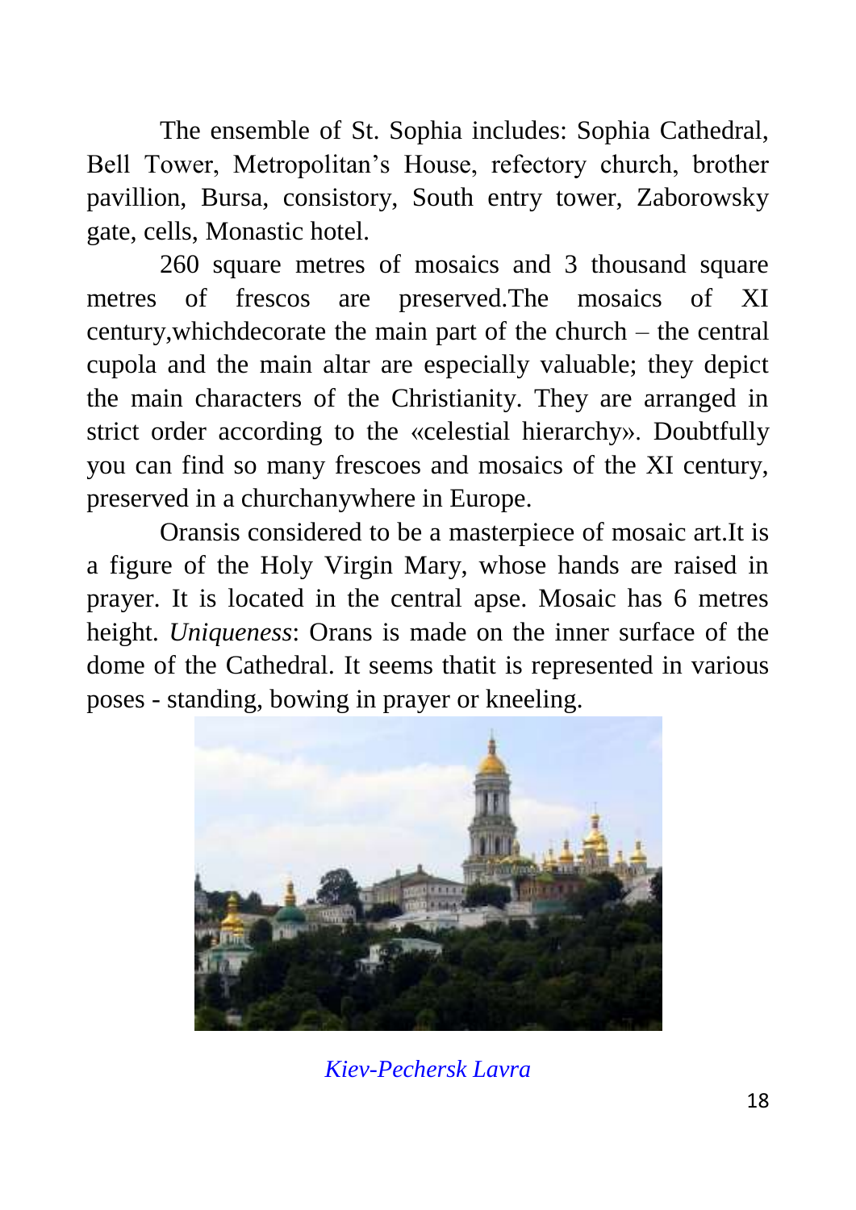The ensemble of St. Sophia includes: Sophia Cathedral, Bell Tower, Metropolitan's House, refectory church, brother pavillion, Bursa, consistory, South entry tower, Zaborowsky gate, cells, Monastic hotel.

260 square metres of mosaics and 3 thousand square metres of frescos are preserved.The mosaics of XI century,whichdecorate the main part of the church – the central cupola and the main altar are especially valuable; they depict the main characters of the Christianity. They are arranged in strict order according to the «celestial hierarchy». Doubtfully you can find so many frescoes and mosaics of the XI century, preserved in a churchanywhere in Europe.

Oransis considered to be a masterpiece of mosaic art.It is a figure of the Holy Virgin Mary, whose hands are raised in prayer. It is located in the central apse. Mosaic has 6 metres height. *Uniqueness*: Orans is made on the inner surface of the dome of the Cathedral. It seems thatit is represented in various poses - standing, bowing in prayer or kneeling.

*Kiev-Pechersk Lavra*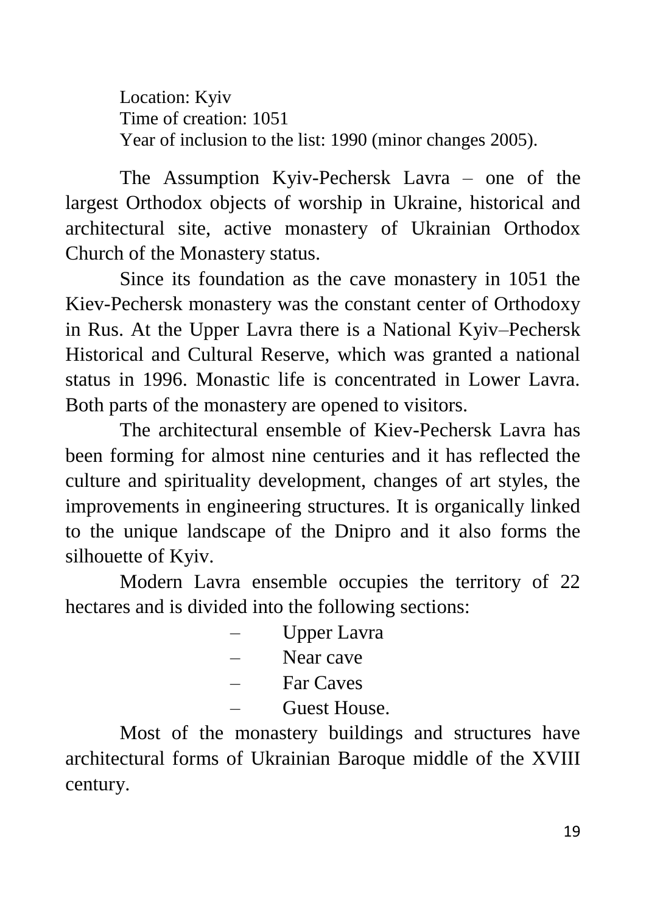Location: Kyiv
Time of creation: 1051
Year of inclusion to the list: 1990 (minor changes 2005).

The Assumption Kyiv-Pechersk Lavra – one of the largest Orthodox objects of worship in Ukraine, historical and architectural site, active monastery of Ukrainian Orthodox Church of the Monastery status.

Since its foundation as the cave monastery in 1051 the Kiev-Pechersk monastery was the constant center of Orthodoxy in Rus. At the Upper Lavra there is a National Kyiv–Pechersk Historical and Cultural Reserve, which was granted a national status in 1996. Monastic life is concentrated in Lower Lavra. Both parts of the monastery are opened to visitors.

The architectural ensemble of Kiev-Pechersk Lavra has been forming for almost nine centuries and it has reflected the culture and spirituality development, changes of art styles, the improvements in engineering structures. It is organically linked to the unique landscape of the Dnipro and it also forms the silhouette of Kyiv.

Modern Lavra ensemble occupies the territory of 22 hectares and is divided into the following sections:

- Upper Lavra
- Near cave
- Far Caves
- Guest House.

Most of the monastery buildings and structures have architectural forms of Ukrainian Baroque middle of the XVIII century.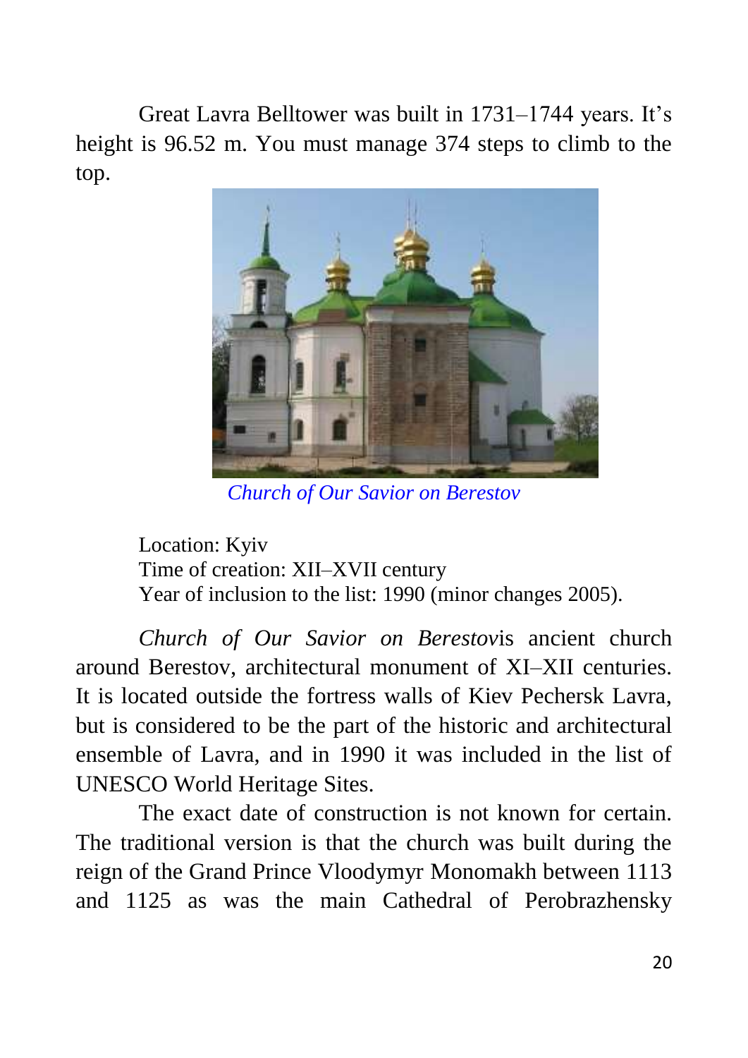Great Lavra Belltower was built in 1731–1744 years. It's height is 96.52 m. You must manage 374 steps to climb to the top.

*Church of Our Savior on Berestov*

Location: Kyiv
Time of creation: XII–XVII century
Year of inclusion to the list: 1990 (minor changes 2005).

*Church of Our Savior on Berestov*is ancient church around Berestov, architectural monument of XI–XII centuries. It is located outside the fortress walls of Kiev Pechersk Lavra, but is considered to be the part of the historic and architectural ensemble of Lavra, and in 1990 it was included in the list of UNESCO World Heritage Sites.

The exact date of construction is not known for certain. The traditional version is that the church was built during the reign of the Grand Prince Vloodymyr Monomakh between 1113 and 1125 as was the main Cathedral of Perobrazhensky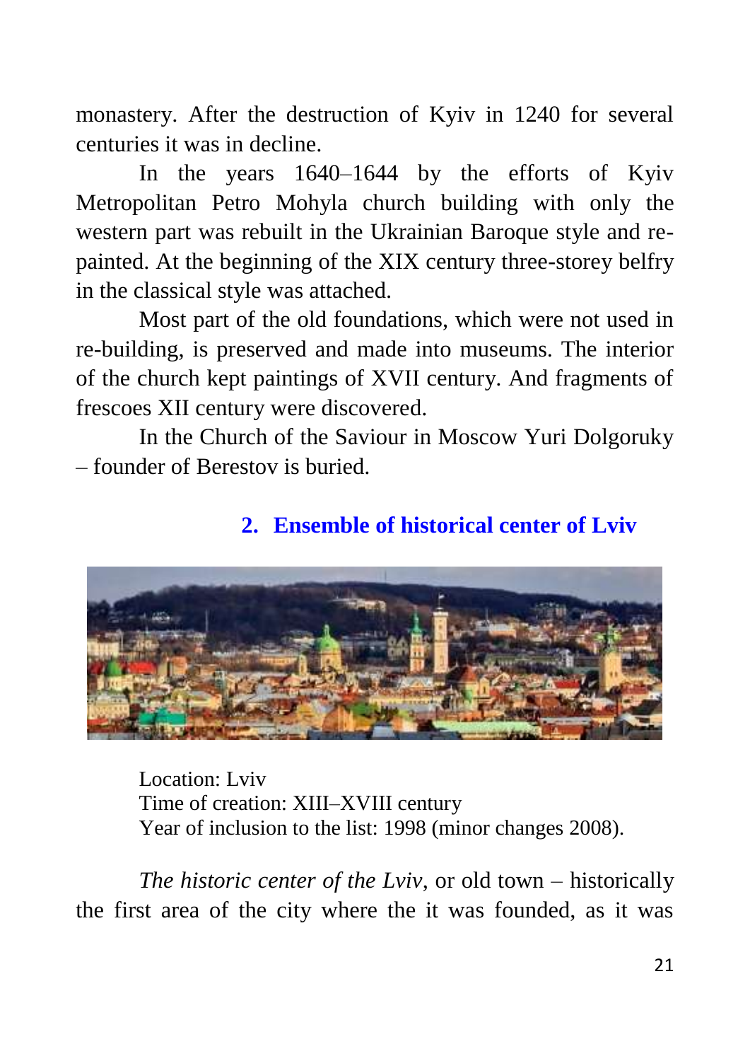monastery. After the destruction of Kyiv in 1240 for several centuries it was in decline.

In the years 1640–1644 by the efforts of Kyiv Metropolitan Petro Mohyla church building with only the western part was rebuilt in the Ukrainian Baroque style and re-painted. At the beginning of the XIX century three-storey belfry in the classical style was attached.

Most part of the old foundations, which were not used in re-building, is preserved and made into museums. The interior of the church kept paintings of XVII century. And fragments of frescoes XII century were discovered.

In the Church of the Saviour in Moscow Yuri Dolgoruky – founder of Berestov is buried.

## 2. Ensemble of historical center of Lviv

Location: Lviv
Time of creation: XIII–XVIII century
Year of inclusion to the list: 1998 (minor changes 2008).

*The historic center of the Lviv*, or old town – historically the first area of the city where the it was founded, as it was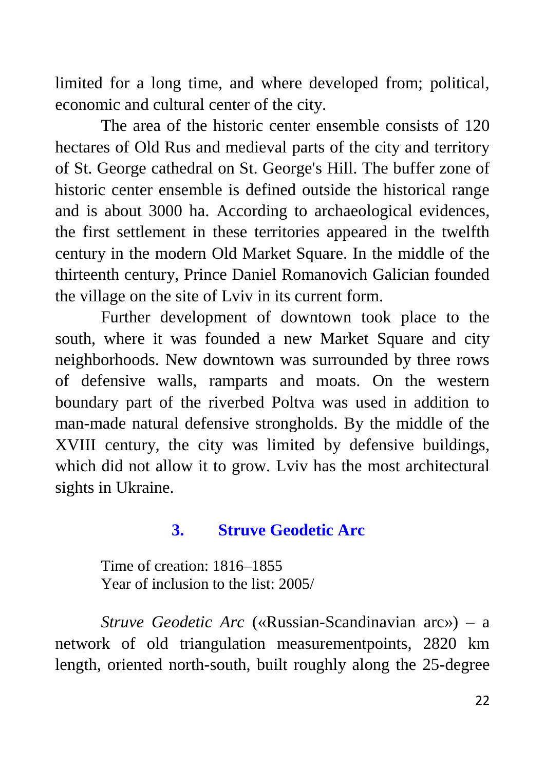limited for a long time, and where developed from; political, economic and cultural center of the city.

The area of the historic center ensemble consists of 120 hectares of Old Rus and medieval parts of the city and territory of St. George cathedral on St. George's Hill. The buffer zone of historic center ensemble is defined outside the historical range and is about 3000 ha. According to archaeological evidences, the first settlement in these territories appeared in the twelfth century in the modern Old Market Square. In the middle of the thirteenth century, Prince Daniel Romanovich Galician founded the village on the site of Lviv in its current form.

Further development of downtown took place to the south, where it was founded a new Market Square and city neighborhoods. New downtown was surrounded by three rows of defensive walls, ramparts and moats. On the western boundary part of the riverbed Poltva was used in addition to man-made natural defensive strongholds. By the middle of the XVIII century, the city was limited by defensive buildings, which did not allow it to grow. Lviv has the most architectural sights in Ukraine.

## 3. Struve Geodetic Arc

Time of creation: 1816–1855
Year of inclusion to the list: 2005/

*Struve Geodetic Arc* («Russian-Scandinavian arc») – a network of old triangulation measurementpoints, 2820 km length, oriented north-south, built roughly along the 25-degree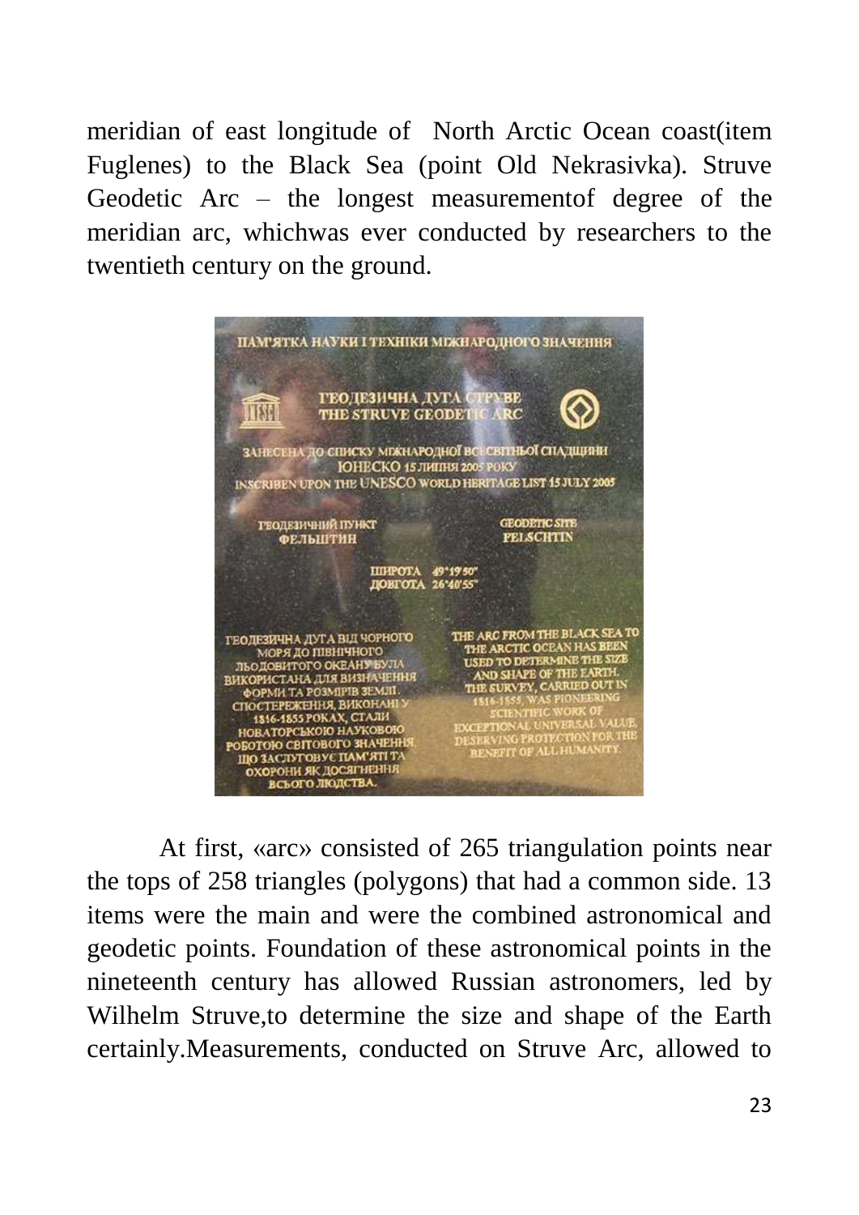meridian of east longitude of North Arctic Ocean coast(item Fuglenes) to the Black Sea (point Old Nekrasivka). Struve Geodetic Arc – the longest measurementof degree of the meridian arc, whichwas ever conducted by researchers to the twentieth century on the ground.

At first, «arc» consisted of 265 triangulation points near the tops of 258 triangles (polygons) that had a common side. 13 items were the main and were the combined astronomical and geodetic points. Foundation of these astronomical points in the nineteenth century has allowed Russian astronomers, led by Wilhelm Struve,to determine the size and shape of the Earth certainly.Measurements, conducted on Struve Arc, allowed to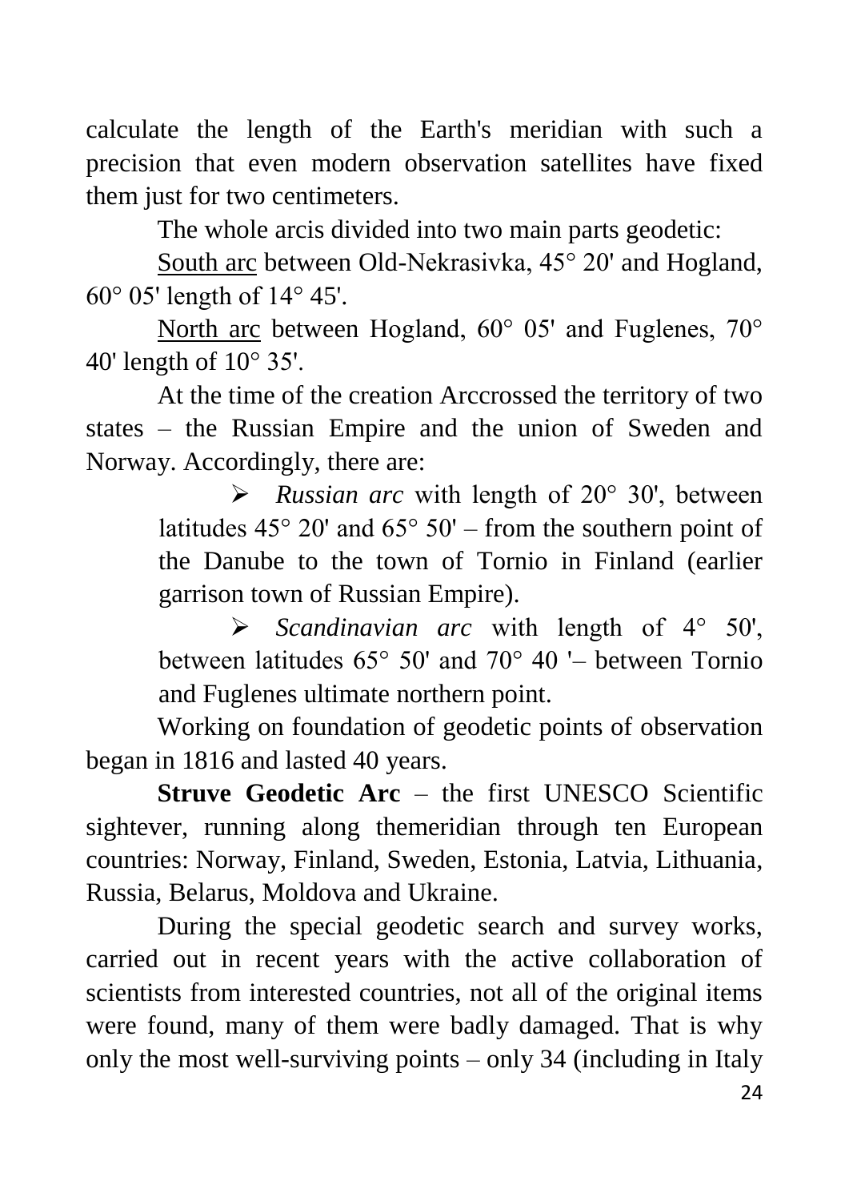calculate the length of the Earth's meridian with such a precision that even modern observation satellites have fixed them just for two centimeters.

The whole arcis divided into two main parts geodetic:

South arc between Old-Nekrasivka, 45° 20' and Hogland, 60° 05' length of 14° 45'.

North arc between Hogland, 60° 05' and Fuglenes, 70° 40' length of 10° 35'.

At the time of the creation Arccrossed the territory of two states – the Russian Empire and the union of Sweden and Norway. Accordingly, there are:

- *Russian arc* with length of 20° 30', between latitudes 45° 20' and 65° 50' – from the southern point of the Danube to the town of Tornio in Finland (earlier garrison town of Russian Empire).
- *Scandinavian arc* with length of 4° 50', between latitudes 65° 50' and 70° 40 '– between Tornio and Fuglenes ultimate northern point.

Working on foundation of geodetic points of observation began in 1816 and lasted 40 years.

**Struve Geodetic Arc** – the first UNESCO Scientific sightever, running along themeridian through ten European countries: Norway, Finland, Sweden, Estonia, Latvia, Lithuania, Russia, Belarus, Moldova and Ukraine.

During the special geodetic search and survey works, carried out in recent years with the active collaboration of scientists from interested countries, not all of the original items were found, many of them were badly damaged. That is why only the most well-surviving points – only 34 (including in Italy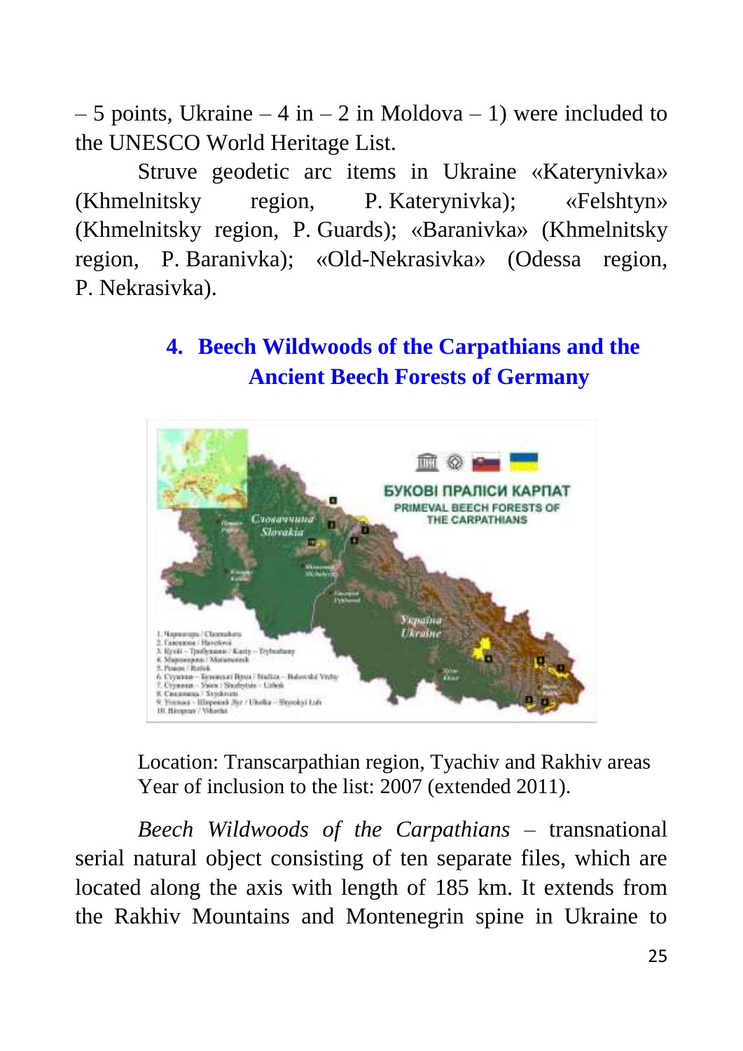– 5 points, Ukraine – 4 in – 2 in Moldova – 1) were included to the UNESCO World Heritage List.

Struve geodetic arc items in Ukraine «Katerynivka» (Khmelnitsky region, P. Katerynivka); «Felshtyn» (Khmelnitsky region, P. Guards); «Baranivka» (Khmelnitsky region, P. Baranivka); «Old-Nekrasivka» (Odessa region, P. Nekrasivka).

## 4. Beech Wildwoods of the Carpathians and the Ancient Beech Forests of Germany

Location: Transcarpathian region, Tyachiv and Rakhiv areas
Year of inclusion to the list: 2007 (extended 2011).

*Beech Wildwoods of the Carpathians* – transnational serial natural object consisting of ten separate files, which are located along the axis with length of 185 km. It extends from the Rakhiv Mountains and Montenegrin spine in Ukraine to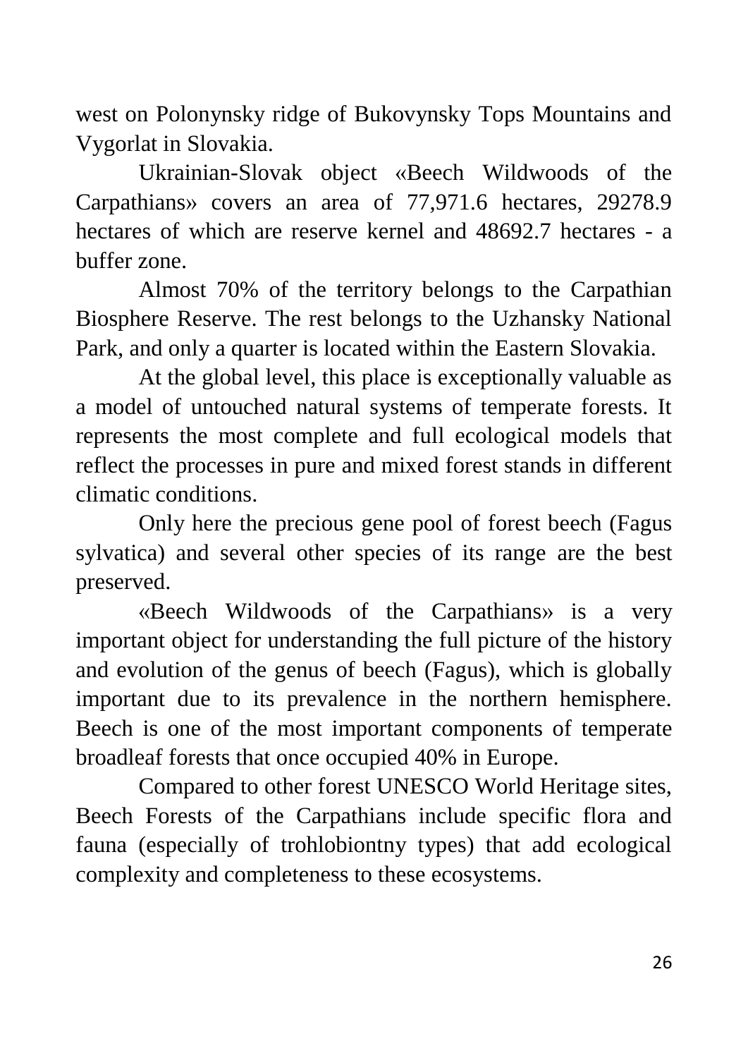west on Polonynsky ridge of Bukovynsky Tops Mountains and Vygorlat in Slovakia.

Ukrainian-Slovak object «Beech Wildwoods of the Carpathians» covers an area of 77,971.6 hectares, 29278.9 hectares of which are reserve kernel and 48692.7 hectares - a buffer zone.

Almost 70% of the territory belongs to the Carpathian Biosphere Reserve. The rest belongs to the Uzhansky National Park, and only a quarter is located within the Eastern Slovakia.

At the global level, this place is exceptionally valuable as a model of untouched natural systems of temperate forests. It represents the most complete and full ecological models that reflect the processes in pure and mixed forest stands in different climatic conditions.

Only here the precious gene pool of forest beech (Fagus sylvatica) and several other species of its range are the best preserved.

«Beech Wildwoods of the Carpathians» is a very important object for understanding the full picture of the history and evolution of the genus of beech (Fagus), which is globally important due to its prevalence in the northern hemisphere. Beech is one of the most important components of temperate broadleaf forests that once occupied 40% in Europe.

Compared to other forest UNESCO World Heritage sites, Beech Forests of the Carpathians include specific flora and fauna (especially of trohlobiontny types) that add ecological complexity and completeness to these ecosystems.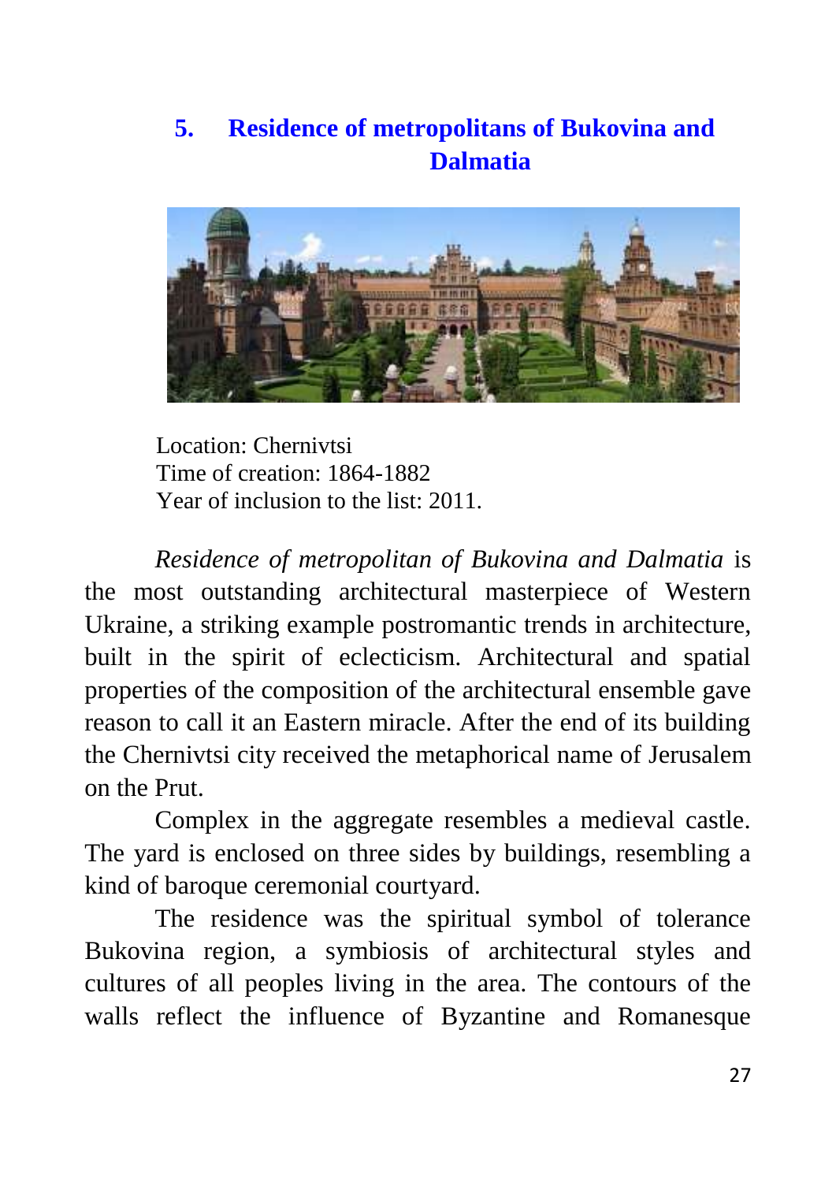## 5. Residence of metropolitans of Bukovina and Dalmatia

Location: Chernivtsi
Time of creation: 1864-1882
Year of inclusion to the list: 2011.

*Residence of metropolitan of Bukovina and Dalmatia* is the most outstanding architectural masterpiece of Western Ukraine, a striking example postromantic trends in architecture, built in the spirit of eclecticism. Architectural and spatial properties of the composition of the architectural ensemble gave reason to call it an Eastern miracle. After the end of its building the Chernivtsi city received the metaphorical name of Jerusalem on the Prut.

Complex in the aggregate resembles a medieval castle. The yard is enclosed on three sides by buildings, resembling a kind of baroque ceremonial courtyard.

The residence was the spiritual symbol of tolerance Bukovina region, a symbiosis of architectural styles and cultures of all peoples living in the area. The contours of the walls reflect the influence of Byzantine and Romanesque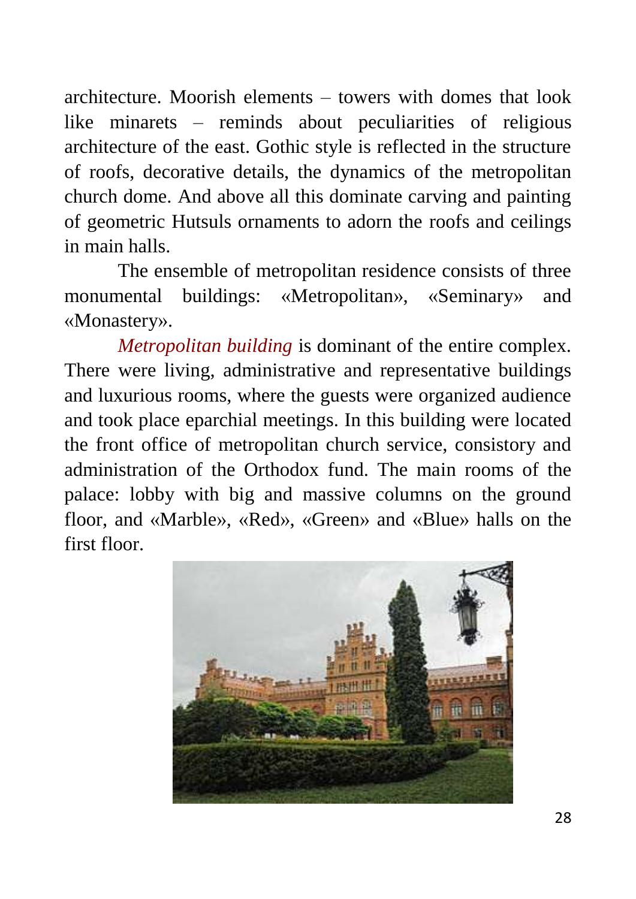architecture. Moorish elements – towers with domes that look like minarets – reminds about peculiarities of religious architecture of the east. Gothic style is reflected in the structure of roofs, decorative details, the dynamics of the metropolitan church dome. And above all this dominate carving and painting of geometric Hutsuls ornaments to adorn the roofs and ceilings in main halls.

The ensemble of metropolitan residence consists of three monumental buildings: «Metropolitan», «Seminary» and «Monastery».

*Metropolitan building* is dominant of the entire complex. There were living, administrative and representative buildings and luxurious rooms, where the guests were organized audience and took place eparchial meetings. In this building were located the front office of metropolitan church service, consistory and administration of the Orthodox fund. The main rooms of the palace: lobby with big and massive columns on the ground floor, and «Marble», «Red», «Green» and «Blue» halls on the first floor.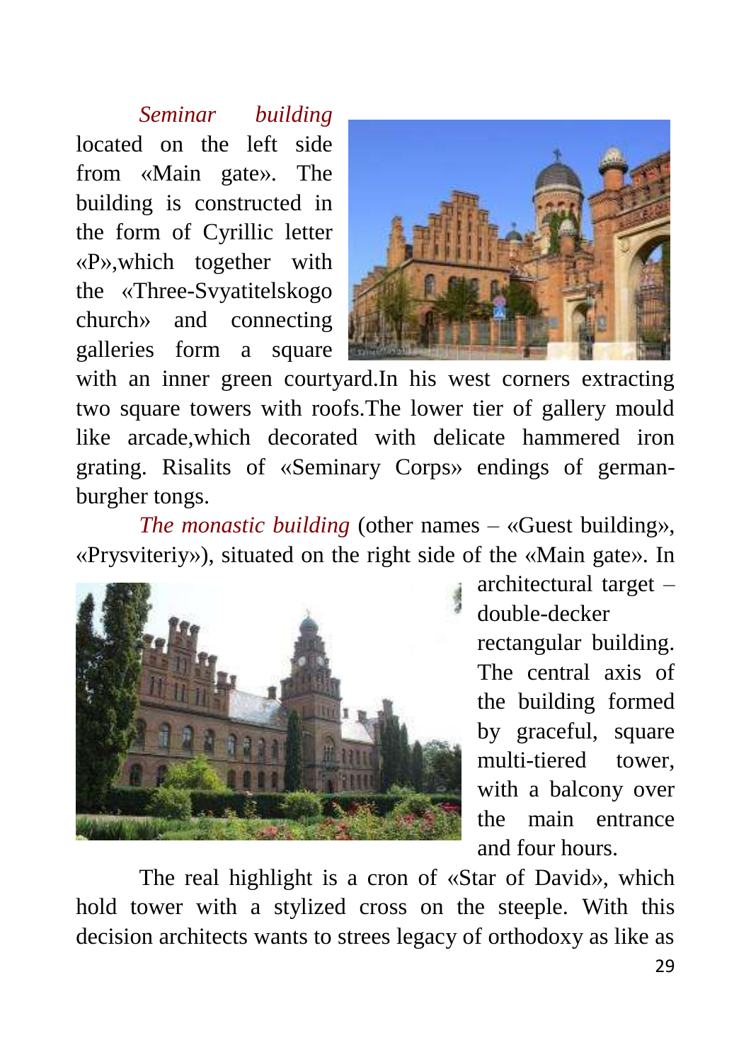*Seminar building* located on the left side from «Main gate». The building is constructed in the form of Cyrillic letter «P»,which together with the «Three-Svyatitelskogo church» and connecting galleries form a square with an inner green courtyard.In his west corners extracting two square towers with roofs.The lower tier of gallery mould like arcade,which decorated with delicate hammered iron grating. Risalits of «Seminary Corps» endings of german-burgher tongs.

*The monastic building* (other names – «Guest building», «Prysviteriy»), situated on the right side of the «Main gate». In architectural target – double-decker rectangular building. The central axis of the building formed by graceful, square multi-tiered tower, with a balcony over the main entrance and four hours.

The real highlight is a cron of «Star of David», which hold tower with a stylized cross on the steeple. With this decision architects wants to strees legacy of orthodoxy as like as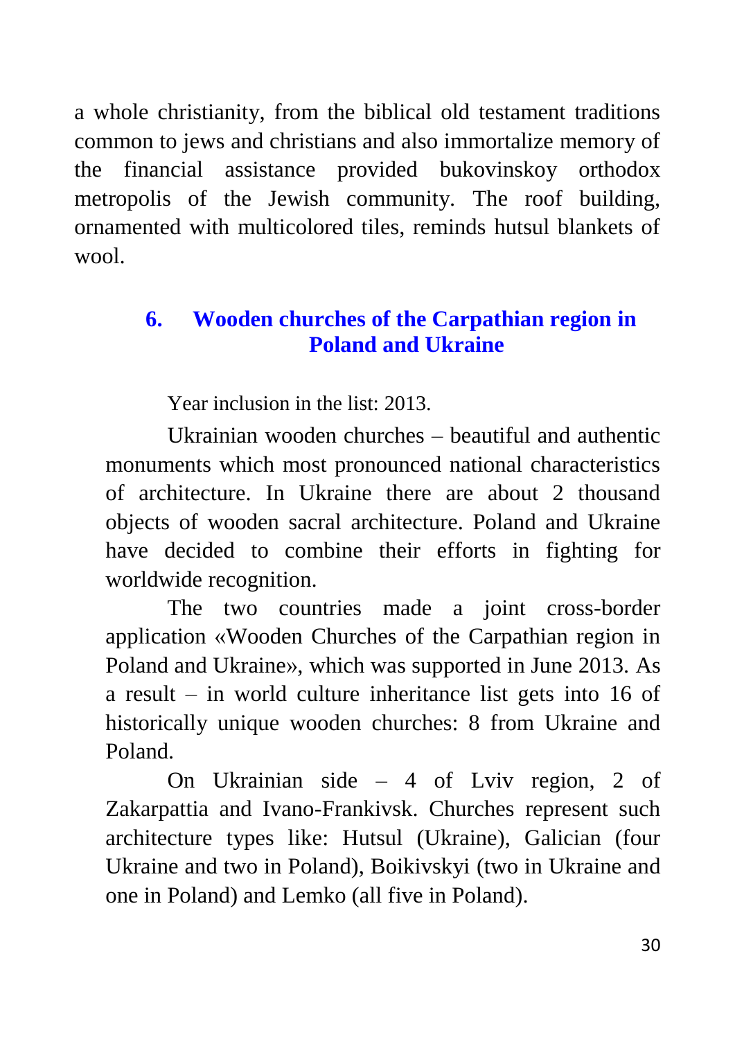a whole christianity, from the biblical old testament traditions common to jews and christians and also immortalize memory of the financial assistance provided bukovinskoy orthodox metropolis of the Jewish community. The roof building, ornamented with multicolored tiles, reminds hutsul blankets of wool.

## 6. Wooden churches of the Carpathian region in Poland and Ukraine

Year inclusion in the list: 2013.

Ukrainian wooden churches – beautiful and authentic monuments which most pronounced national characteristics of architecture. In Ukraine there are about 2 thousand objects of wooden sacral architecture. Poland and Ukraine have decided to combine their efforts in fighting for worldwide recognition.

The two countries made a joint cross-border application «Wooden Churches of the Carpathian region in Poland and Ukraine», which was supported in June 2013. As a result – in world culture inheritance list gets into 16 of historically unique wooden churches: 8 from Ukraine and Poland.

On Ukrainian side – 4 of Lviv region, 2 of Zakarpattia and Ivano-Frankivsk. Churches represent such architecture types like: Hutsul (Ukraine), Galician (four Ukraine and two in Poland), Boikivskyi (two in Ukraine and one in Poland) and Lemko (all five in Poland).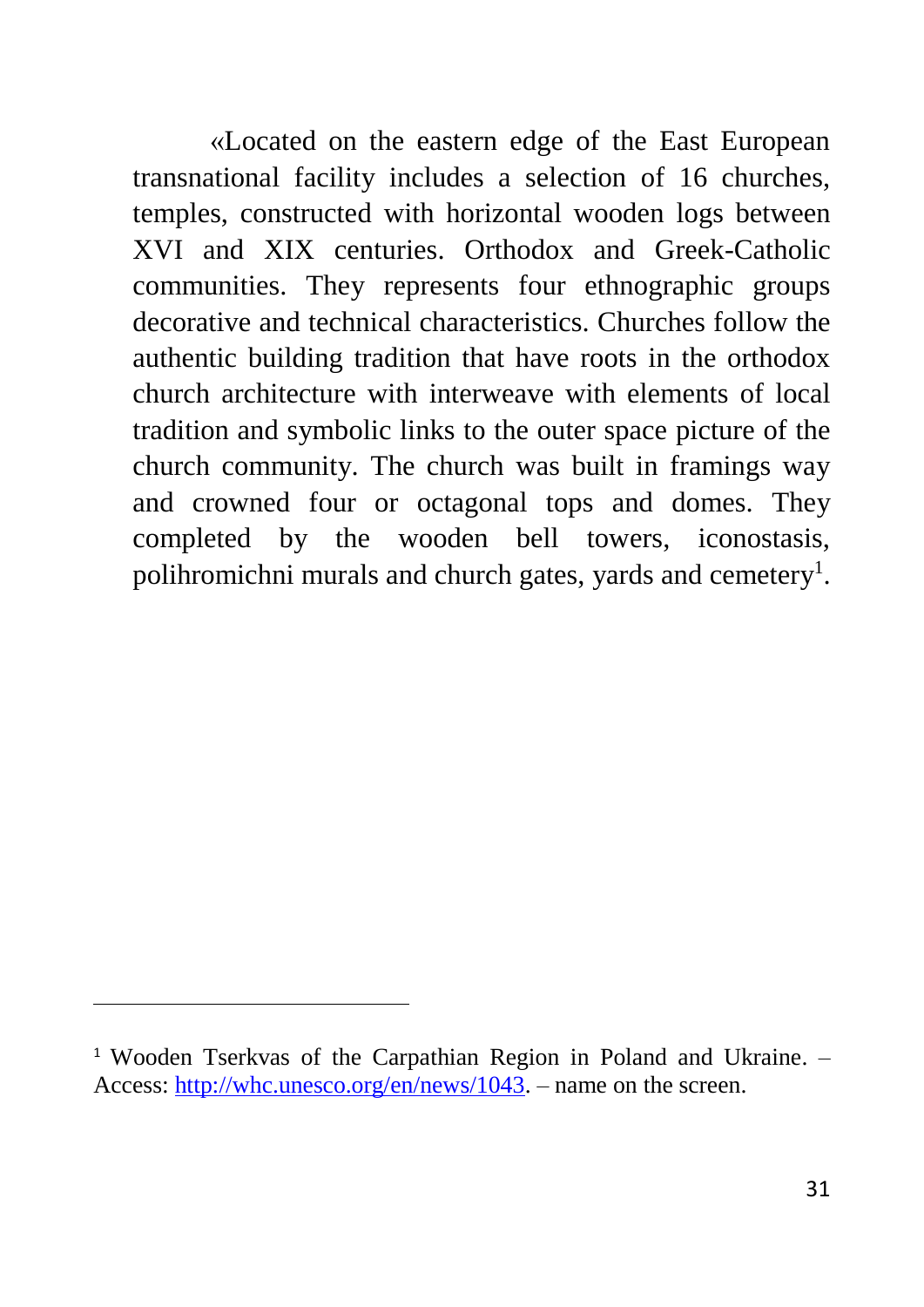«Located on the eastern edge of the East European transnational facility includes a selection of 16 churches, temples, constructed with horizontal wooden logs between XVI and XIX centuries. Orthodox and Greek-Catholic communities. They represents four ethnographic groups decorative and technical characteristics. Churches follow the authentic building tradition that have roots in the orthodox church architecture with interweave with elements of local tradition and symbolic links to the outer space picture of the church community. The church was built in framings way and crowned four or octagonal tops and domes. They completed by the wooden bell towers, iconostasis, polihromichni murals and church gates, yards and cemetery[1].

---

[1] Wooden Tserkvas of the Carpathian Region in Poland and Ukraine. – Access: http://whc.unesco.org/en/news/1043. – name on the screen.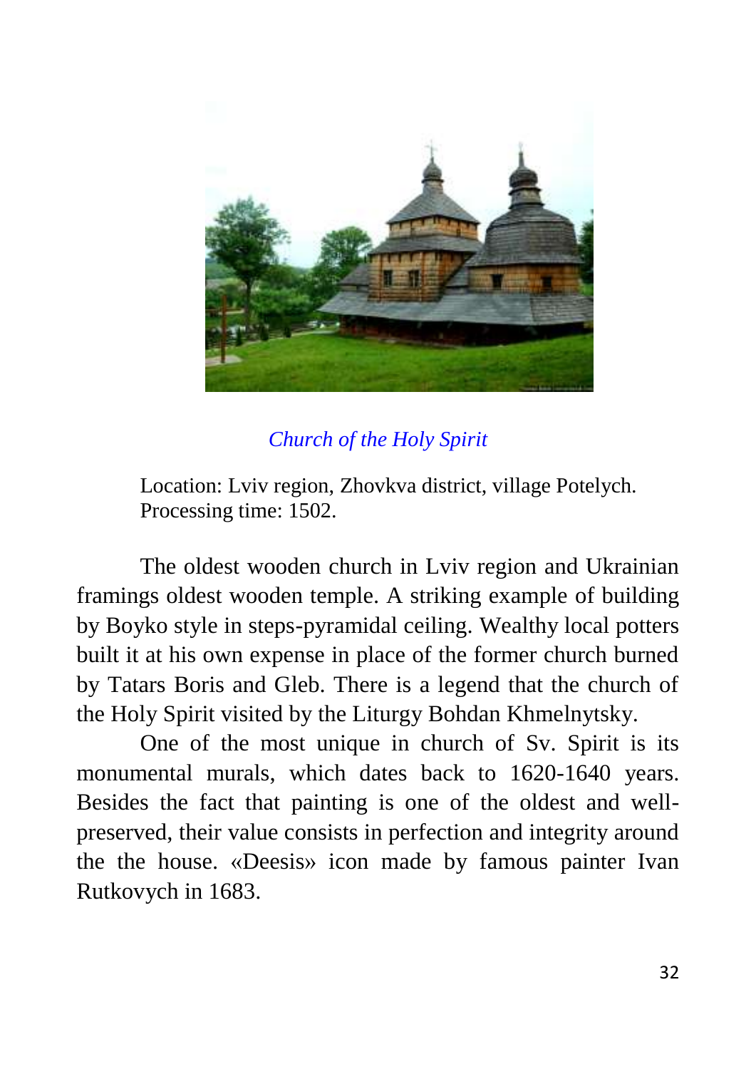*Church of the Holy Spirit*

Location: Lviv region, Zhovkva district, village Potelych.
Processing time: 1502.

The oldest wooden church in Lviv region and Ukrainian framings oldest wooden temple. A striking example of building by Boyko style in steps-pyramidal ceiling. Wealthy local potters built it at his own expense in place of the former church burned by Tatars Boris and Gleb. There is a legend that the church of the Holy Spirit visited by the Liturgy Bohdan Khmelnytsky.

One of the most unique in church of Sv. Spirit is its monumental murals, which dates back to 1620-1640 years. Besides the fact that painting is one of the oldest and well-preserved, their value consists in perfection and integrity around the the house. «Deesis» icon made by famous painter Ivan Rutkovych in 1683.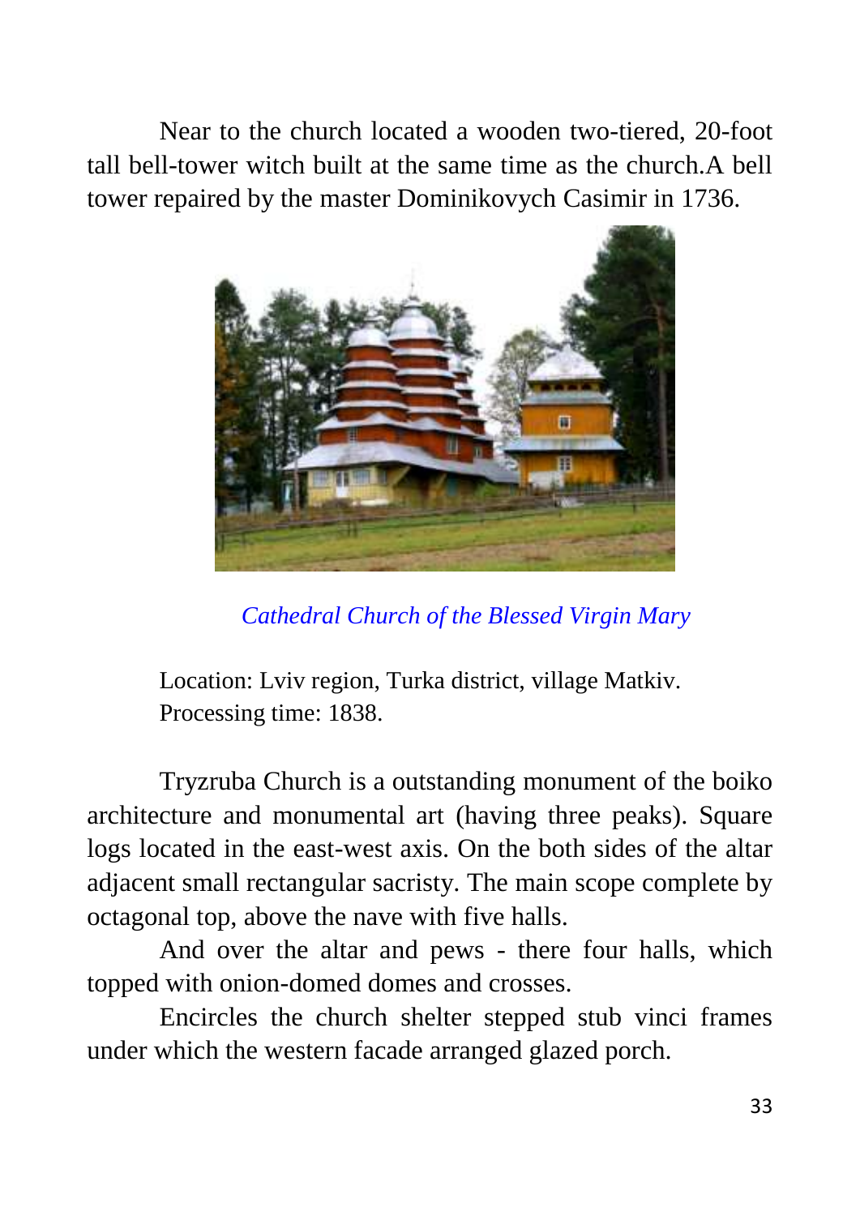Near to the church located a wooden two-tiered, 20-foot tall bell-tower witch built at the same time as the church.A bell tower repaired by the master Dominikovych Casimir in 1736.

*Cathedral Church of the Blessed Virgin Mary*

Location: Lviv region, Turka district, village Matkiv.
Processing time: 1838.

Tryzruba Church is a outstanding monument of the boiko architecture and monumental art (having three peaks). Square logs located in the east-west axis. On the both sides of the altar adjacent small rectangular sacristy. The main scope complete by octagonal top, above the nave with five halls.

And over the altar and pews - there four halls, which topped with onion-domed domes and crosses.

Encircles the church shelter stepped stub vinci frames under which the western facade arranged glazed porch.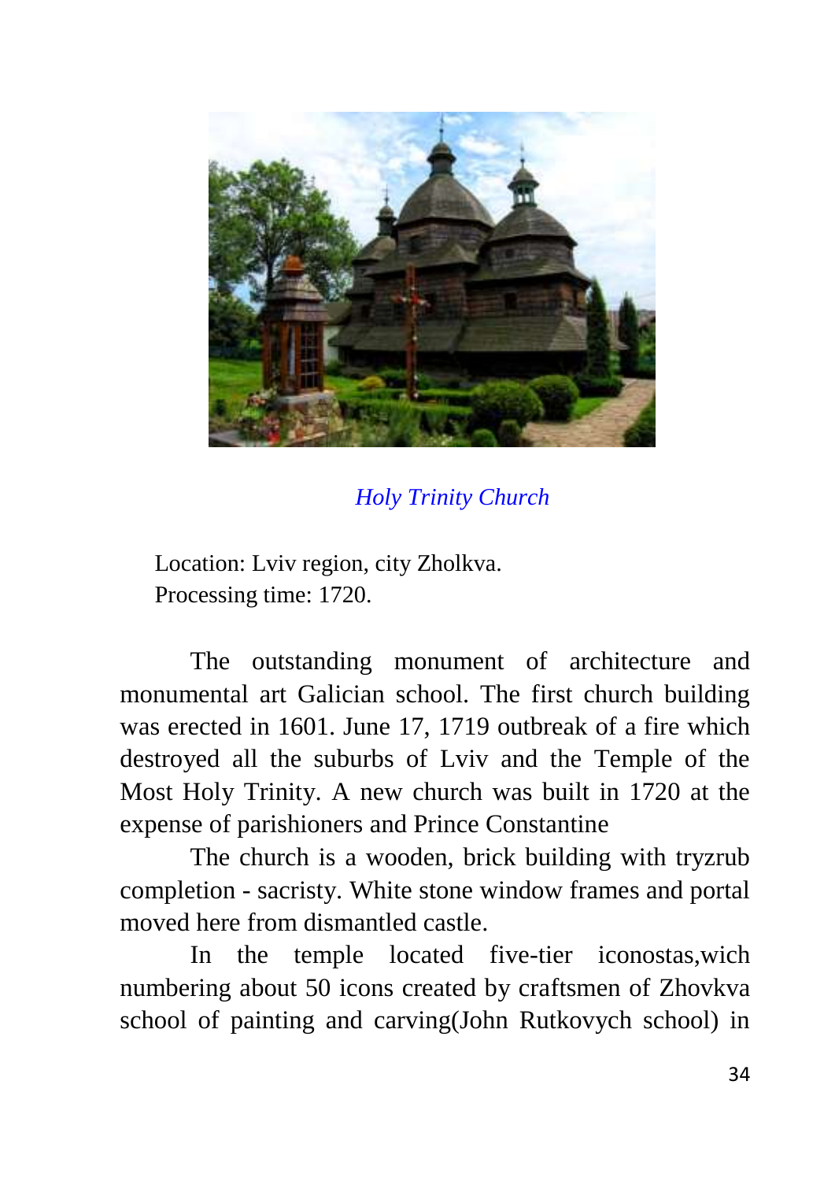*Holy Trinity Church*

Location: Lviv region, city Zholkva.
Processing time: 1720.

The outstanding monument of architecture and monumental art Galician school. The first church building was erected in 1601. June 17, 1719 outbreak of a fire which destroyed all the suburbs of Lviv and the Temple of the Most Holy Trinity. A new church was built in 1720 at the expense of parishioners and Prince Constantine

The church is a wooden, brick building with tryzrub completion - sacristy. White stone window frames and portal moved here from dismantled castle.

In the temple located five-tier iconostas,wich numbering about 50 icons created by craftsmen of Zhovkva school of painting and carving(John Rutkovych school) in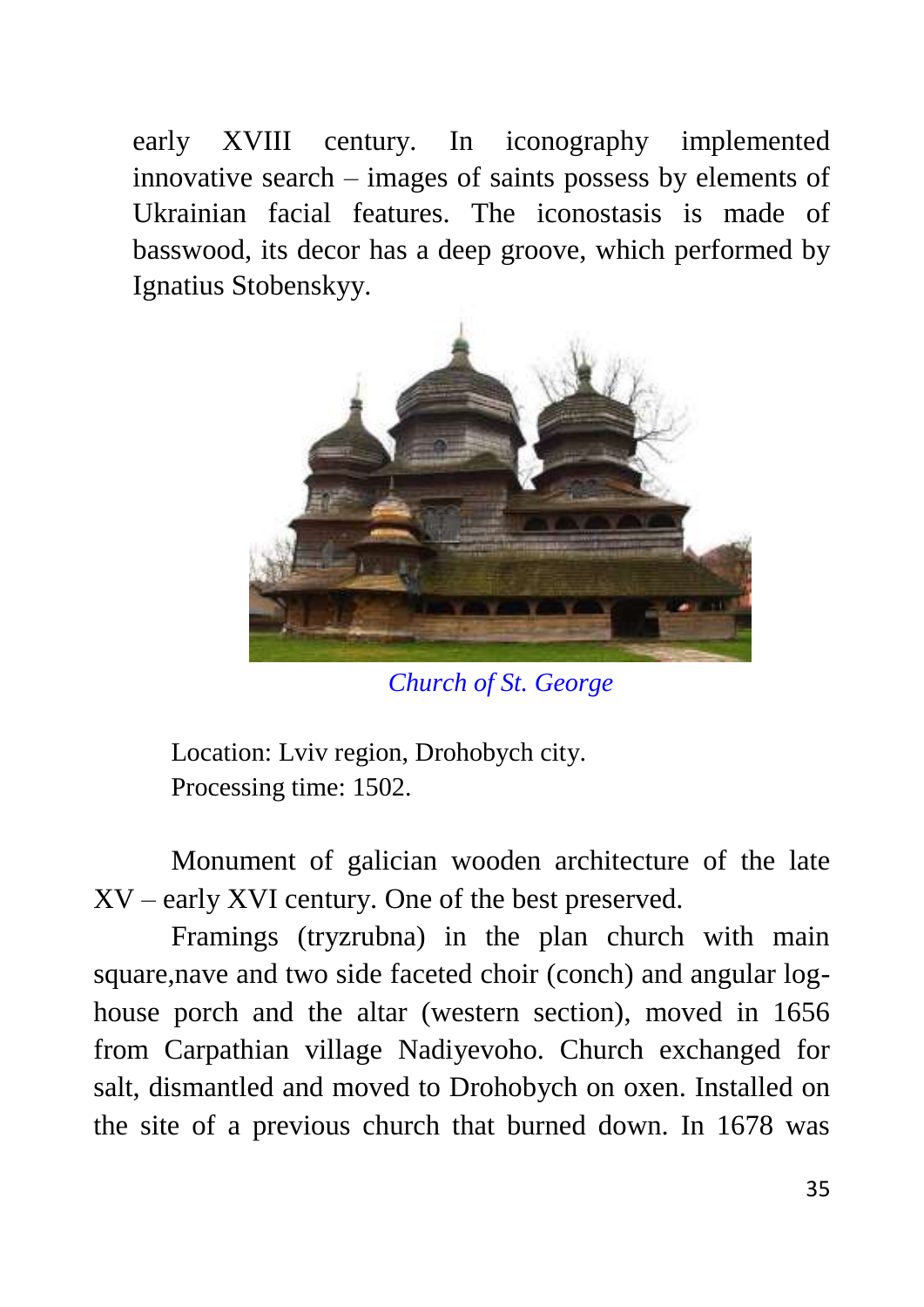early XVIII century. In iconography implemented innovative search – images of saints possess by elements of Ukrainian facial features. The iconostasis is made of basswood, its decor has a deep groove, which performed by Ignatius Stobenskyy.

*Church of St. George*

Location: Lviv region, Drohobych city.
Processing time: 1502.

Monument of galician wooden architecture of the late XV – early XVI century. One of the best preserved.

Framings (tryzrubna) in the plan church with main square,nave and two side faceted choir (conch) and angular log-house porch and the altar (western section), moved in 1656 from Carpathian village Nadiyevoho. Church exchanged for salt, dismantled and moved to Drohobych on oxen. Installed on the site of a previous church that burned down. In 1678 was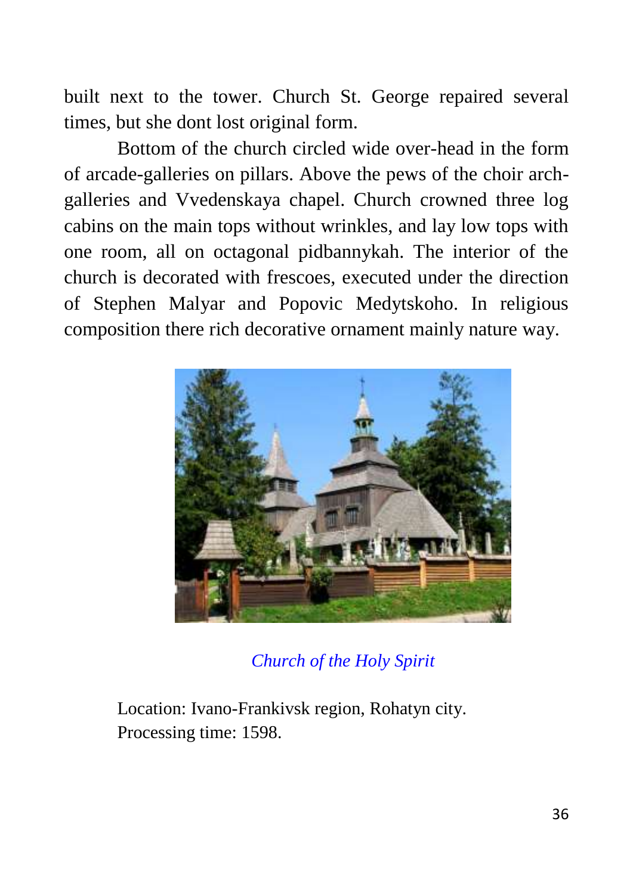built next to the tower. Church St. George repaired several times, but she dont lost original form.

Bottom of the church circled wide over-head in the form of arcade-galleries on pillars. Above the pews of the choir arch-galleries and Vvedenskaya chapel. Church crowned three log cabins on the main tops without wrinkles, and lay low tops with one room, all on octagonal pidbannykah. The interior of the church is decorated with frescoes, executed under the direction of Stephen Malyar and Popovic Medytskoho. In religious composition there rich decorative ornament mainly nature way.

*Church of the Holy Spirit*

Location: Ivano-Frankivsk region, Rohatyn city.
Processing time: 1598.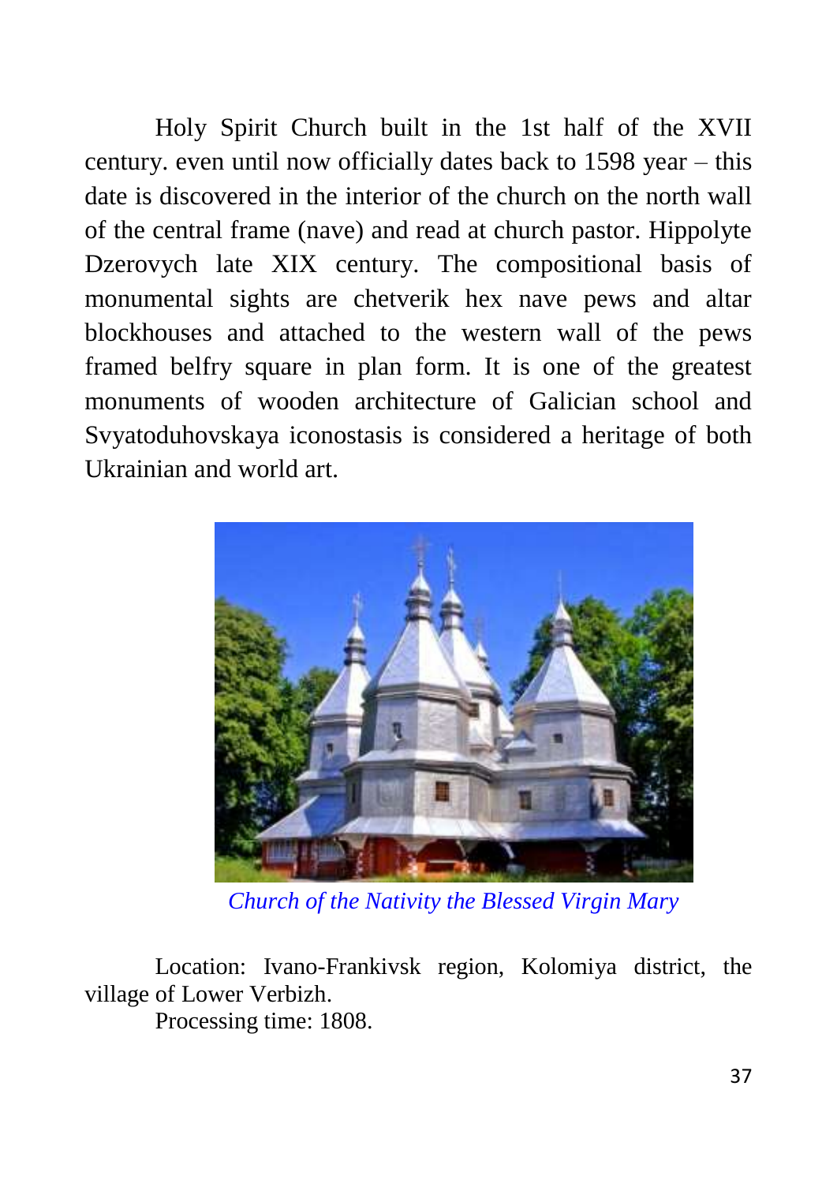Holy Spirit Church built in the 1st half of the XVII century. even until now officially dates back to 1598 year – this date is discovered in the interior of the church on the north wall of the central frame (nave) and read at church pastor. Hippolyte Dzerovych late XIX century. The compositional basis of monumental sights are chetverik hex nave pews and altar blockhouses and attached to the western wall of the pews framed belfry square in plan form. It is one of the greatest monuments of wooden architecture of Galician school and Svyatoduhovskaya iconostasis is considered a heritage of both Ukrainian and world art.

*Church of the Nativity the Blessed Virgin Mary*

Location: Ivano-Frankivsk region, Kolomiya district, the village of Lower Verbizh.

Processing time: 1808.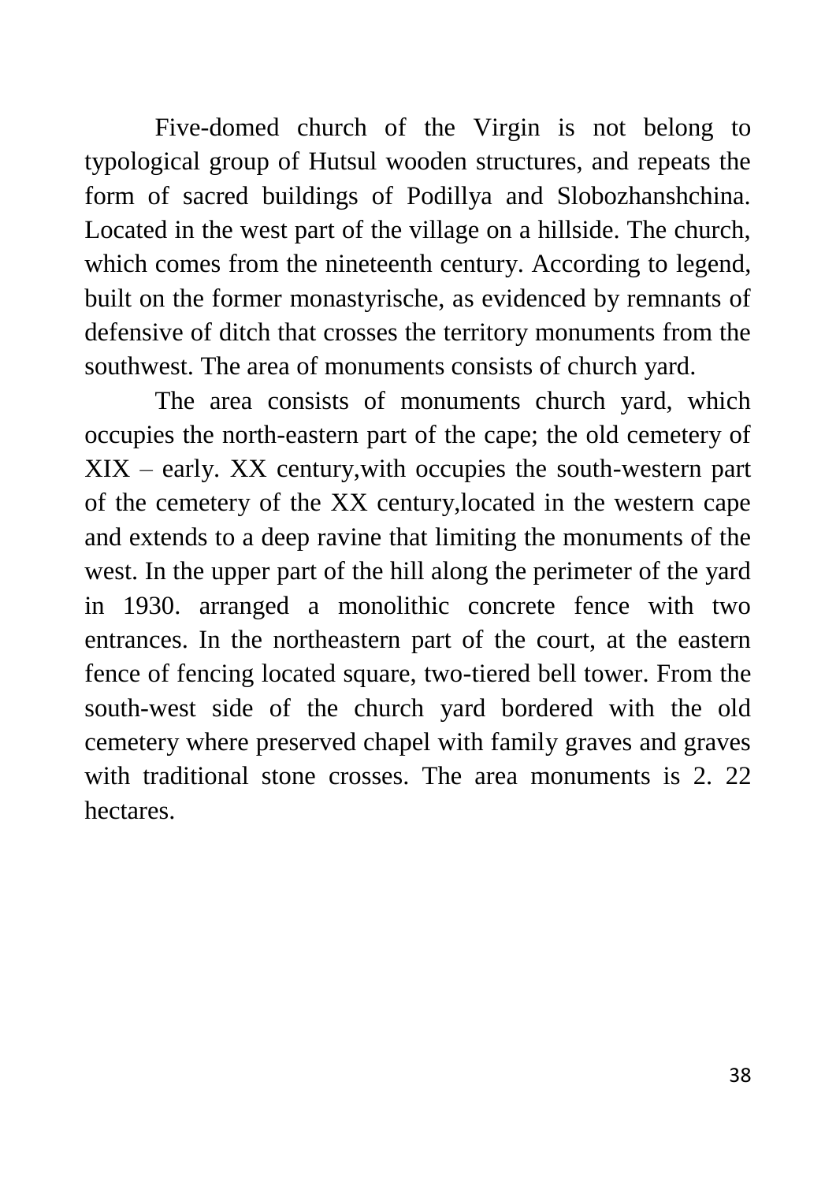Five-domed church of the Virgin is not belong to typological group of Hutsul wooden structures, and repeats the form of sacred buildings of Podillya and Slobozhanshchina. Located in the west part of the village on a hillside. The church, which comes from the nineteenth century. According to legend, built on the former monastyrische, as evidenced by remnants of defensive of ditch that crosses the territory monuments from the southwest. The area of monuments consists of church yard.

The area consists of monuments church yard, which occupies the north-eastern part of the cape; the old cemetery of XIX – early. XX century,with occupies the south-western part of the cemetery of the XX century,located in the western cape and extends to a deep ravine that limiting the monuments of the west. In the upper part of the hill along the perimeter of the yard in 1930. arranged a monolithic concrete fence with two entrances. In the northeastern part of the court, at the eastern fence of fencing located square, two-tiered bell tower. From the south-west side of the church yard bordered with the old cemetery where preserved chapel with family graves and graves with traditional stone crosses. The area monuments is 2. 22 hectares.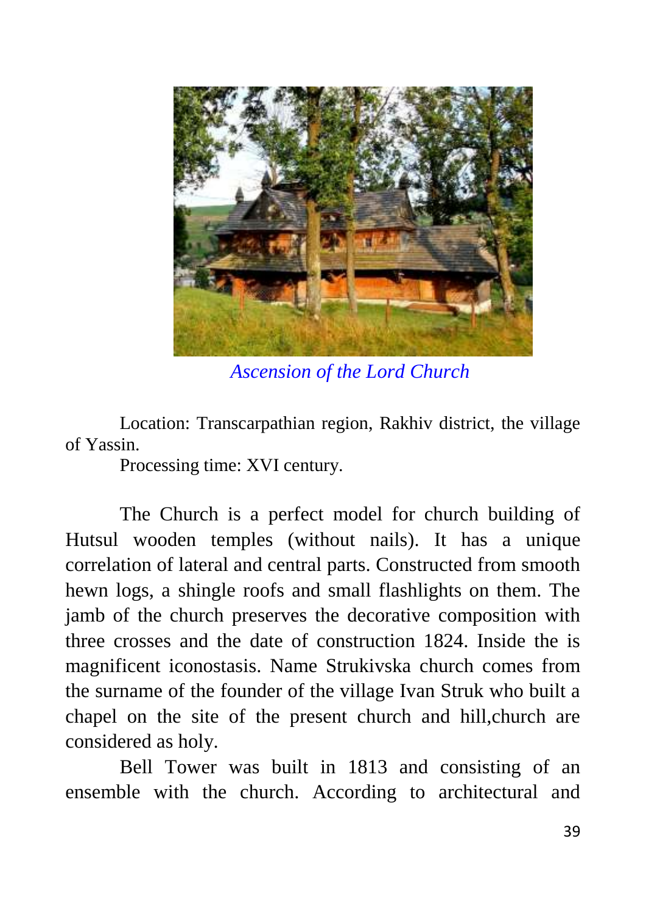*Ascension of the Lord Church*

Location: Transcarpathian region, Rakhiv district, the village of Yassin.

Processing time: XVI century.

The Church is a perfect model for church building of Hutsul wooden temples (without nails). It has a unique correlation of lateral and central parts. Constructed from smooth hewn logs, a shingle roofs and small flashlights on them. The jamb of the church preserves the decorative composition with three crosses and the date of construction 1824. Inside the is magnificent iconostasis. Name Strukivska church comes from the surname of the founder of the village Ivan Struk who built a chapel on the site of the present church and hill,church are considered as holy.

Bell Tower was built in 1813 and consisting of an ensemble with the church. According to architectural and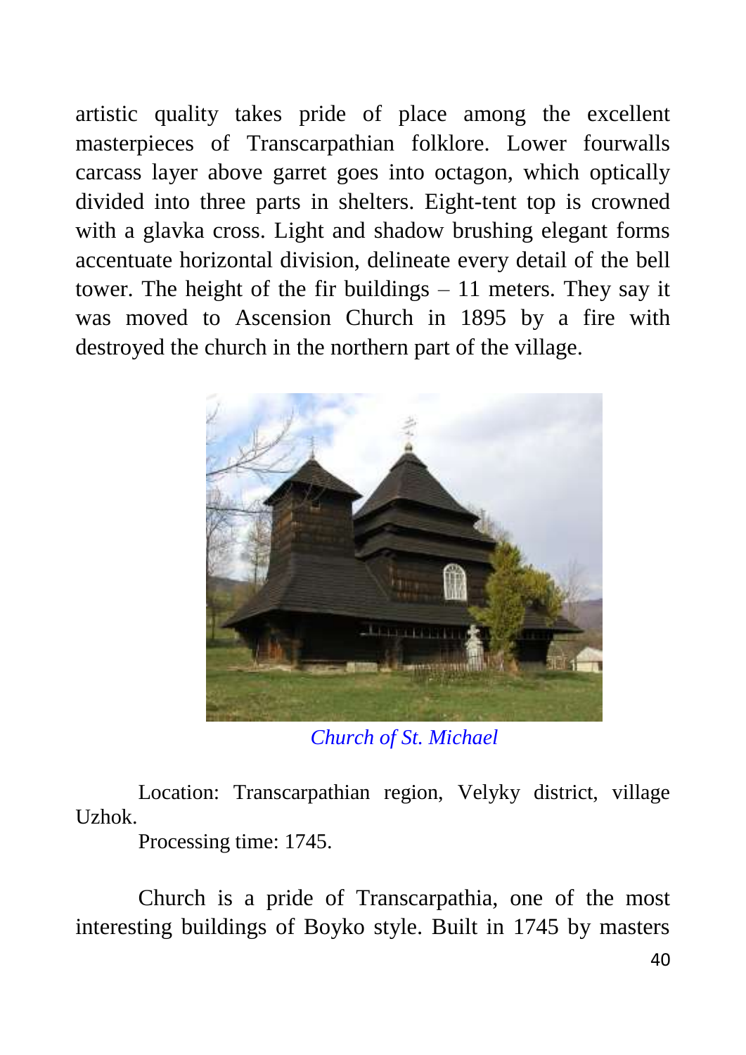artistic quality takes pride of place among the excellent masterpieces of Transcarpathian folklore. Lower fourwalls carcass layer above garret goes into octagon, which optically divided into three parts in shelters. Eight-tent top is crowned with a glavka cross. Light and shadow brushing elegant forms accentuate horizontal division, delineate every detail of the bell tower. The height of the fir buildings – 11 meters. They say it was moved to Ascension Church in 1895 by a fire with destroyed the church in the northern part of the village.

*Church of St. Michael*

Location: Transcarpathian region, Velyky district, village Uzhok.

Processing time: 1745.

Church is a pride of Transcarpathia, one of the most interesting buildings of Boyko style. Built in 1745 by masters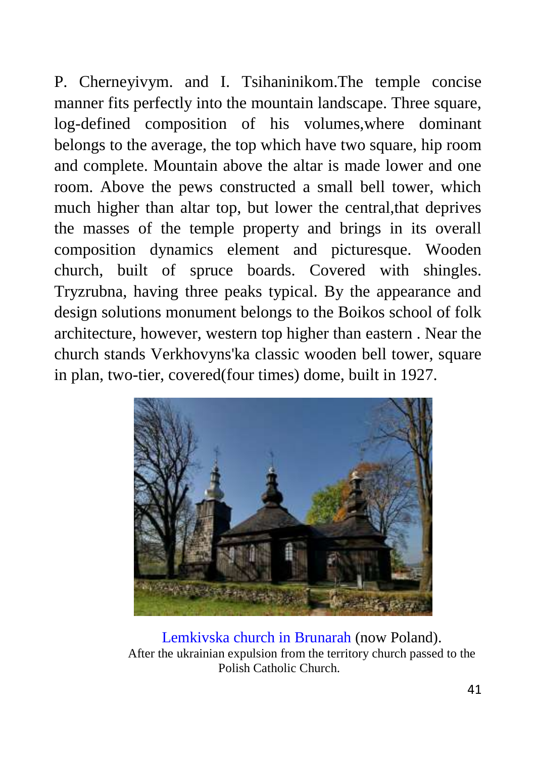P. Cherneyivym. and I. Tsihaninikom.The temple concise manner fits perfectly into the mountain landscape. Three square, log-defined composition of his volumes,where dominant belongs to the average, the top which have two square, hip room and complete. Mountain above the altar is made lower and one room. Above the pews constructed a small bell tower, which much higher than altar top, but lower the central,that deprives the masses of the temple property and brings in its overall composition dynamics element and picturesque. Wooden church, built of spruce boards. Covered with shingles. Tryzrubna, having three peaks typical. By the appearance and design solutions monument belongs to the Boikos school of folk architecture, however, western top higher than eastern . Near the church stands Verkhovyns'ka classic wooden bell tower, square in plan, two-tier, covered(four times) dome, built in 1927.

Lemkivska church in Brunarah (now Poland).
After the ukrainian expulsion from the territory church passed to the Polish Catholic Church.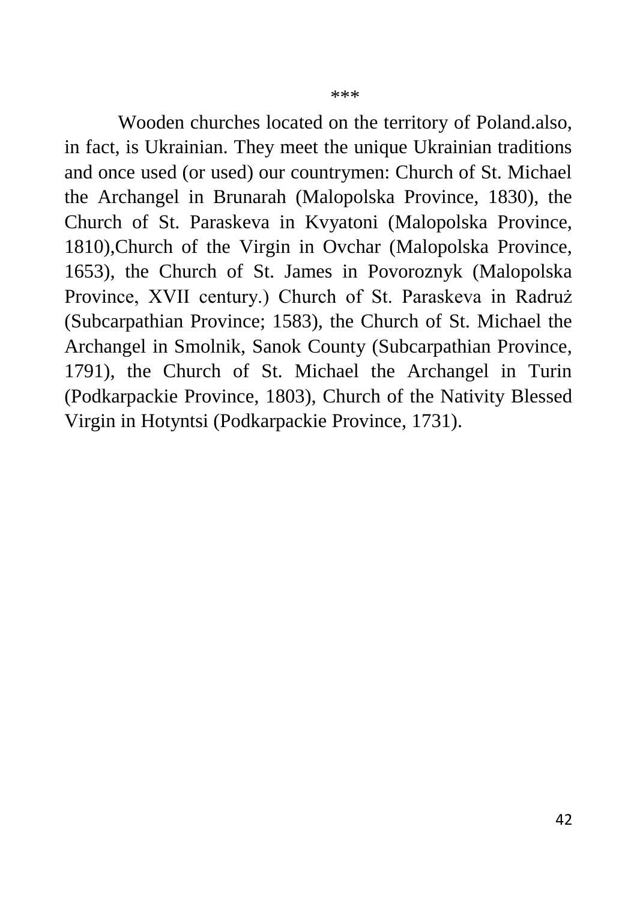\*\*\*

Wooden churches located on the territory of Poland.also, in fact, is Ukrainian. They meet the unique Ukrainian traditions and once used (or used) our countrymen: Church of St. Michael the Archangel in Brunarah (Malopolska Province, 1830), the Church of St. Paraskeva in Kvyatoni (Malopolska Province, 1810),Church of the Virgin in Ovchar (Malopolska Province, 1653), the Church of St. James in Povoroznyk (Malopolska Province, XVII century.) Church of St. Paraskeva in Radruż (Subcarpathian Province; 1583), the Church of St. Michael the Archangel in Smolnik, Sanok County (Subcarpathian Province, 1791), the Church of St. Michael the Archangel in Turin (Podkarpackie Province, 1803), Church of the Nativity Blessed Virgin in Hotyntsi (Podkarpackie Province, 1731).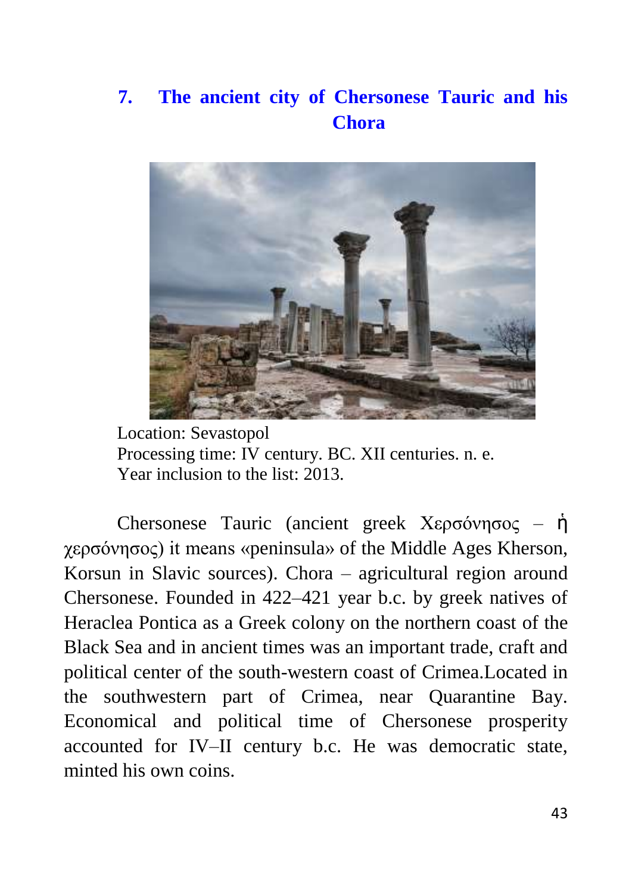## 7. The ancient city of Chersonese Tauric and his Chora

Location: Sevastopol
Processing time: IV century. BC. XII centuries. n. e.
Year inclusion to the list: 2013.

Chersonese Tauric (ancient greek Χερσόνησος – ἡ χερσόνησος) it means «peninsula» of the Middle Ages Kherson, Korsun in Slavic sources). Chora – agricultural region around Chersonese. Founded in 422–421 year b.c. by greek natives of Heraclea Pontica as a Greek colony on the northern coast of the Black Sea and in ancient times was an important trade, craft and political center of the south-western coast of Crimea.Located in the southwestern part of Crimea, near Quarantine Bay. Economical and political time of Chersonese prosperity accounted for IV–II century b.c. He was democratic state, minted his own coins.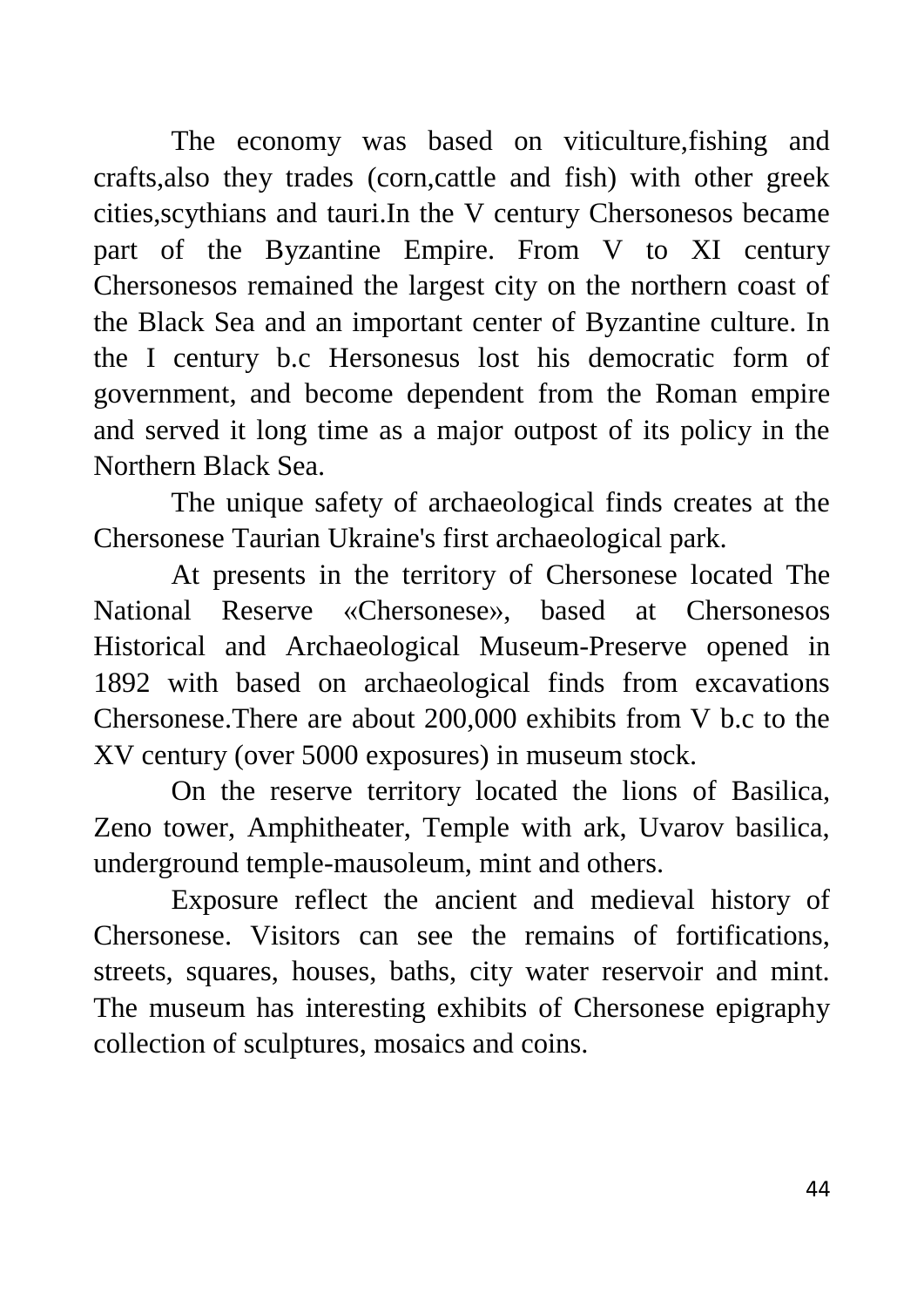The economy was based on viticulture,fishing and crafts,also they trades (corn,cattle and fish) with other greek cities,scythians and tauri.In the V century Chersonesos became part of the Byzantine Empire. From V to XI century Chersonesos remained the largest city on the northern coast of the Black Sea and an important center of Byzantine culture. In the I century b.c Hersonesus lost his democratic form of government, and become dependent from the Roman empire and served it long time as a major outpost of its policy in the Northern Black Sea.

The unique safety of archaeological finds creates at the Chersonese Taurian Ukraine's first archaeological park.

At presents in the territory of Chersonese located The National Reserve «Chersonese», based at Chersonesos Historical and Archaeological Museum-Preserve opened in 1892 with based on archaeological finds from excavations Chersonese.There are about 200,000 exhibits from V b.c to the XV century (over 5000 exposures) in museum stock.

On the reserve territory located the lions of Basilica, Zeno tower, Amphitheater, Temple with ark, Uvarov basilica, underground temple-mausoleum, mint and others.

Exposure reflect the ancient and medieval history of Chersonese. Visitors can see the remains of fortifications, streets, squares, houses, baths, city water reservoir and mint. The museum has interesting exhibits of Chersonese epigraphy collection of sculptures, mosaics and coins.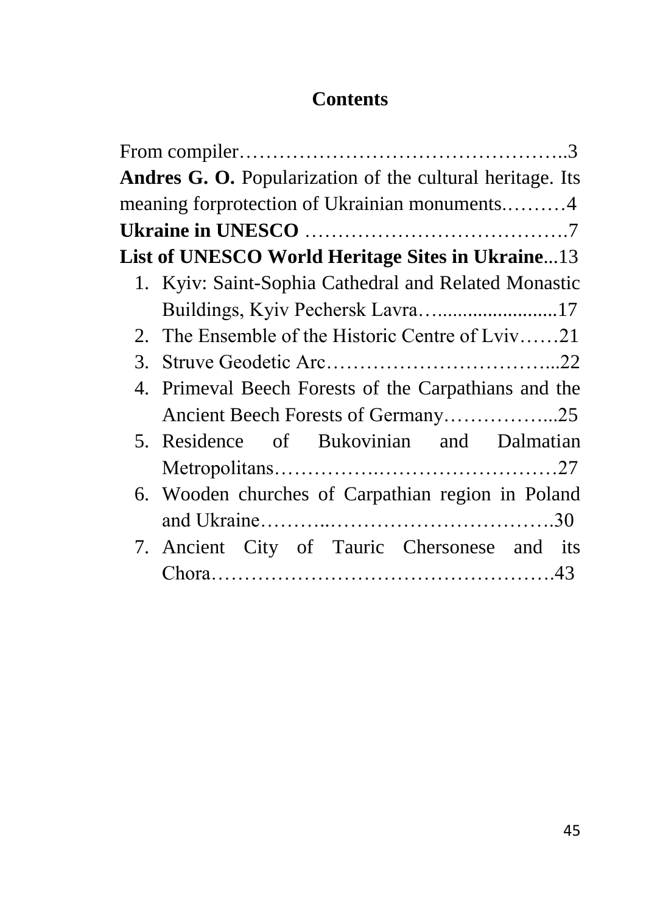# Contents

From compiler……………………………………………..3

**Andres G. O.** Popularization of the cultural heritage. Its meaning forprotection of Ukrainian monuments.………4

**Ukraine in UNESCO** ………………………………….7

**List of UNESCO World Heritage Sites in Ukraine**...13

1. Kyiv: Saint-Sophia Cathedral and Related Monastic Buildings, Kyiv Pechersk Lavra…........................17
2. The Ensemble of the Historic Centre of Lviv……21
3. Struve Geodetic Arc……………………………...22
4. Primeval Beech Forests of the Carpathians and the Ancient Beech Forests of Germany……………...25
5. Residence of Bukovinian and Dalmatian Metropolitans……………….…………………….27
6. Wooden churches of Carpathian region in Poland and Ukraine………..…………………………….30
7. Ancient City of Tauric Chersonese and its Chora…………………………………………….43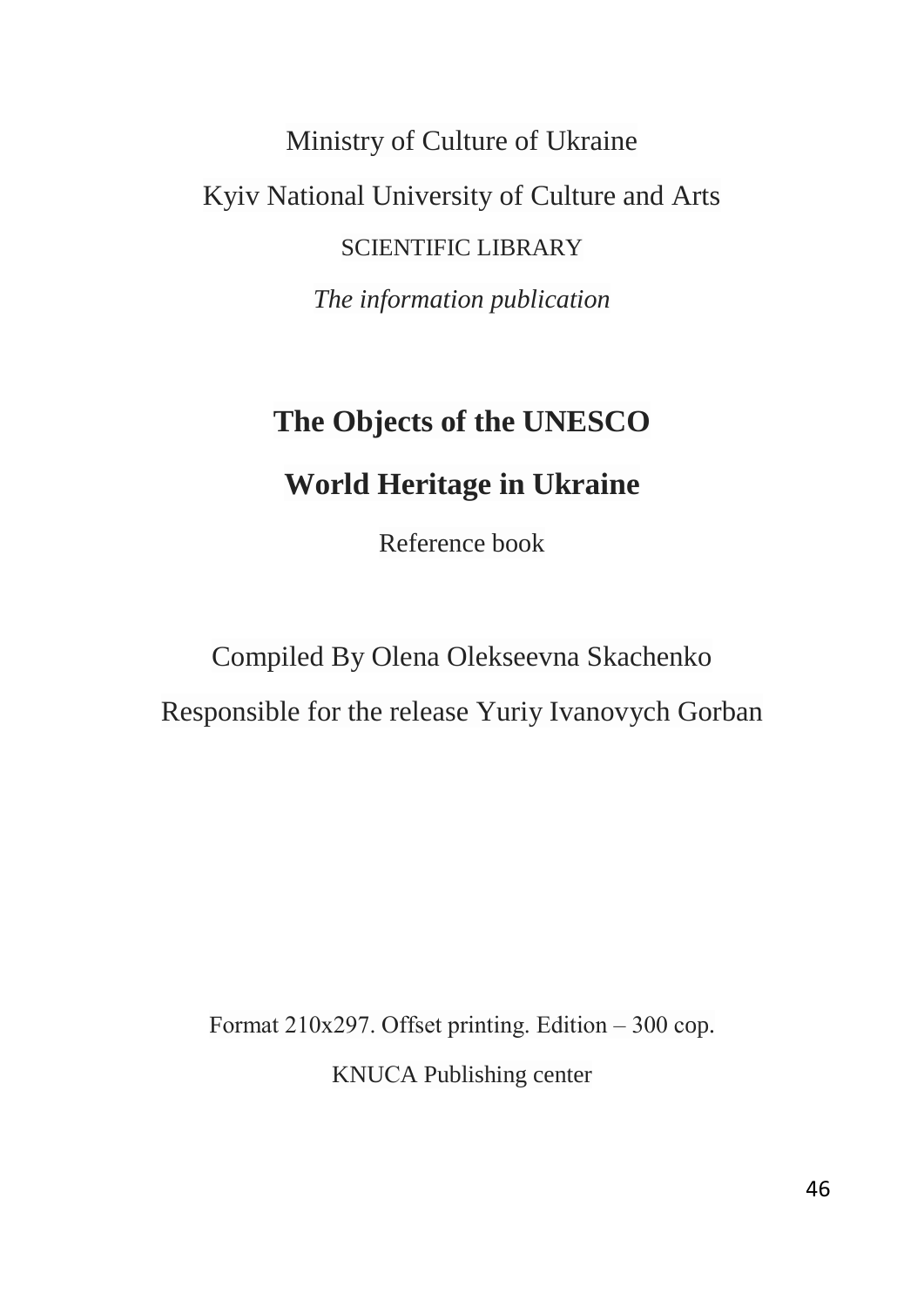Ministry of Culture of Ukraine

Kyiv National University of Culture and Arts

SCIENTIFIC LIBRARY

*The information publication*

# The Objects of the UNESCO World Heritage in Ukraine

Reference book

Compiled By Olena Olekseevna Skachenko

Responsible for the release Yuriy Ivanovych Gorban

Format 210x297. Offset printing. Edition – 300 cop.

KNUCA Publishing center